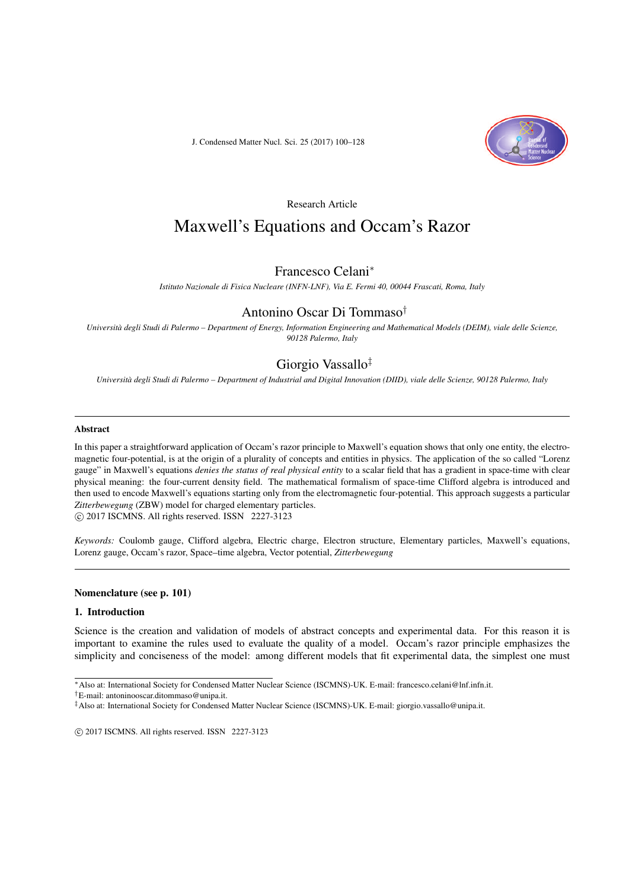Research Article

# Maxwell's Equations and Occam's Razor

## Francesco Celani[*]

*Istituto Nazionale di Fisica Nucleare (INFN-LNF), Via E. Fermi 40, 00044 Frascati, Roma, Italy*

## Antonino Oscar Di Tommaso[†]

*Università degli Studi di Palermo – Department of Energy, Information Engineering and Mathematical Models (DEIM), viale delle Scienze, 90128 Palermo, Italy*

## Giorgio Vassallo[‡]

*Università degli Studi di Palermo – Department of Industrial and Digital Innovation (DIID), viale delle Scienze, 90128 Palermo, Italy*

---

### Abstract

In this paper a straightforward application of Occam's razor principle to Maxwell's equation shows that only one entity, the electromagnetic four-potential, is at the origin of a plurality of concepts and entities in physics. The application of the so called "Lorenz gauge" in Maxwell's equations *denies the status of real physical entity* to a scalar field that has a gradient in space-time with clear physical meaning: the four-current density field. The mathematical formalism of space-time Clifford algebra is introduced and then used to encode Maxwell's equations starting only from the electromagnetic four-potential. This approach suggests a particular *Zitterbewegung* (ZBW) model for charged elementary particles.

© 2017 ISCMNS. All rights reserved. ISSN 2227-3123

*Keywords:* Coulomb gauge, Clifford algebra, Electric charge, Electron structure, Elementary particles, Maxwell's equations, Lorenz gauge, Occam's razor, Space–time algebra, Vector potential, *Zitterbewegung*

---

### Nomenclature (see p. 101)

### 1. Introduction

Science is the creation and validation of models of abstract concepts and experimental data. For this reason it is important to examine the rules used to evaluate the quality of a model. Occam's razor principle emphasizes the simplicity and conciseness of the model: among different models that fit experimental data, the simplest one must

---

[*] Also at: International Society for Condensed Matter Nuclear Science (ISCMNS)-UK. E-mail: francesco.celani@lnf.infn.it.

[†] E-mail: antoninooscar.ditommaso@unipa.it.

[‡] Also at: International Society for Condensed Matter Nuclear Science (ISCMNS)-UK. E-mail: giorgio.vassallo@unipa.it.

© 2017 ISCMNS. All rights reserved. ISSN 2227-3123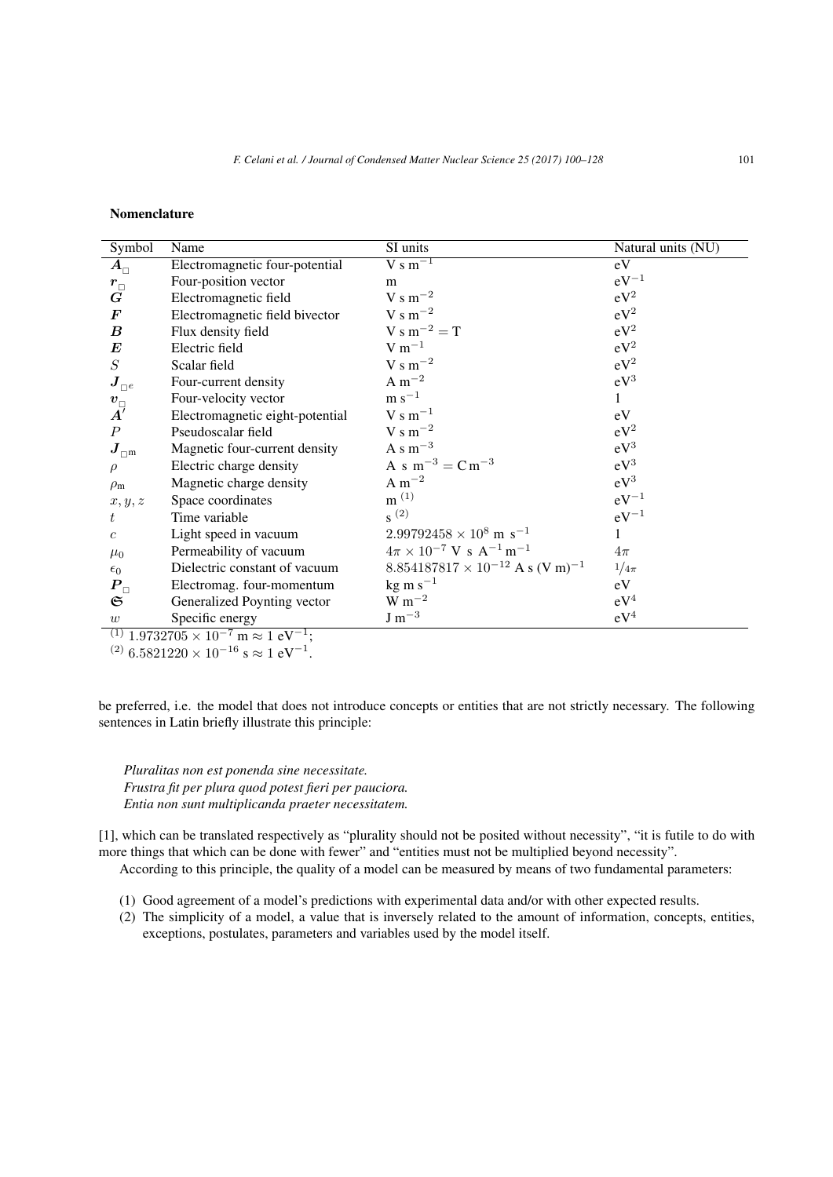## Nomenclature

| Symbol | Name | SI units | Natural units (NU) |
|---|---|---|---|
| $\boldsymbol{A}_{\square}$ | Electromagnetic four-potential | $\mathrm{V\ s\ m^{-1}}$ | eV |
| $\boldsymbol{r}_{\square}$ | Four-position vector | m | $\mathrm{eV^{-1}}$ |
| $\boldsymbol{G}$ | Electromagnetic field | $\mathrm{V\ s\ m^{-2}}$ | $\mathrm{eV^2}$ |
| $\boldsymbol{F}$ | Electromagnetic field bivector | $\mathrm{V\ s\ m^{-2}}$ | $\mathrm{eV^2}$ |
| $\boldsymbol{B}$ | Flux density field | $\mathrm{V\ s\ m^{-2} = T}$ | $\mathrm{eV^2}$ |
| $\boldsymbol{E}$ | Electric field | $\mathrm{V\ m^{-1}}$ | $\mathrm{eV^2}$ |
| $S$ | Scalar field | $\mathrm{V\ s\ m^{-2}}$ | $\mathrm{eV^2}$ |
| $\boldsymbol{J}_{\square e}$ | Four-current density | $\mathrm{A\ m^{-2}}$ | $\mathrm{eV^3}$ |
| $\boldsymbol{v}_{\square}$ | Four-velocity vector | $\mathrm{m\ s^{-1}}$ | 1 |
| $\boldsymbol{A}'$ | Electromagnetic eight-potential | $\mathrm{V\ s\ m^{-1}}$ | eV |
| $P$ | Pseudoscalar field | $\mathrm{V\ s\ m^{-2}}$ | $\mathrm{eV^2}$ |
| $\boldsymbol{J}_{\square \mathrm{m}}$ | Magnetic four-current density | $\mathrm{A\ s\ m^{-3}}$ | $\mathrm{eV^3}$ |
| $\rho$ | Electric charge density | $\mathrm{A\ s\ m^{-3} = C\,m^{-3}}$ | $\mathrm{eV^3}$ |
| $\rho_{\mathrm{m}}$ | Magnetic charge density | $\mathrm{A\ m^{-2}}$ | $\mathrm{eV^3}$ |
| $x, y, z$ | Space coordinates | m [(1)] | $\mathrm{eV^{-1}}$ |
| $t$ | Time variable | s [(2)] | $\mathrm{eV^{-1}}$ |
| $c$ | Light speed in vacuum | $2.99792458 \times 10^8\ \mathrm{m\ s^{-1}}$ | 1 |
| $\mu_0$ | Permeability of vacuum | $4\pi \times 10^{-7}\ \mathrm{V\ s\ A^{-1}\,m^{-1}}$ | $4\pi$ |
| $\epsilon_0$ | Dielectric constant of vacuum | $8.854187817 \times 10^{-12}\ \mathrm{A\ s\ (V\ m)^{-1}}$ | $1/4\pi$ |
| $\boldsymbol{P}_{\square}$ | Electromag. four-momentum | $\mathrm{kg\ m\ s^{-1}}$ | eV |
| $\mathfrak{S}$ | Generalized Poynting vector | $\mathrm{W\ m^{-2}}$ | $\mathrm{eV^4}$ |
| $w$ | Specific energy | $\mathrm{J\ m^{-3}}$ | $\mathrm{eV^4}$ |

[(1)] $1.9732705 \times 10^{-7}\ \mathrm{m} \approx 1\ \mathrm{eV^{-1}}$;
[(2)] $6.5821220 \times 10^{-16}\ \mathrm{s} \approx 1\ \mathrm{eV^{-1}}$.

be preferred, i.e. the model that does not introduce concepts or entities that are not strictly necessary. The following sentences in Latin briefly illustrate this principle:

*Pluralitas non est ponenda sine necessitate.*
*Frustra fit per plura quod potest fieri per pauciora.*
*Entia non sunt multiplicanda praeter necessitatem.*

[1], which can be translated respectively as "plurality should not be posited without necessity", "it is futile to do with more things that which can be done with fewer" and "entities must not be multiplied beyond necessity".

According to this principle, the quality of a model can be measured by means of two fundamental parameters:

(1) Good agreement of a model's predictions with experimental data and/or with other expected results.
(2) The simplicity of a model, a value that is inversely related to the amount of information, concepts, entities, exceptions, postulates, parameters and variables used by the model itself.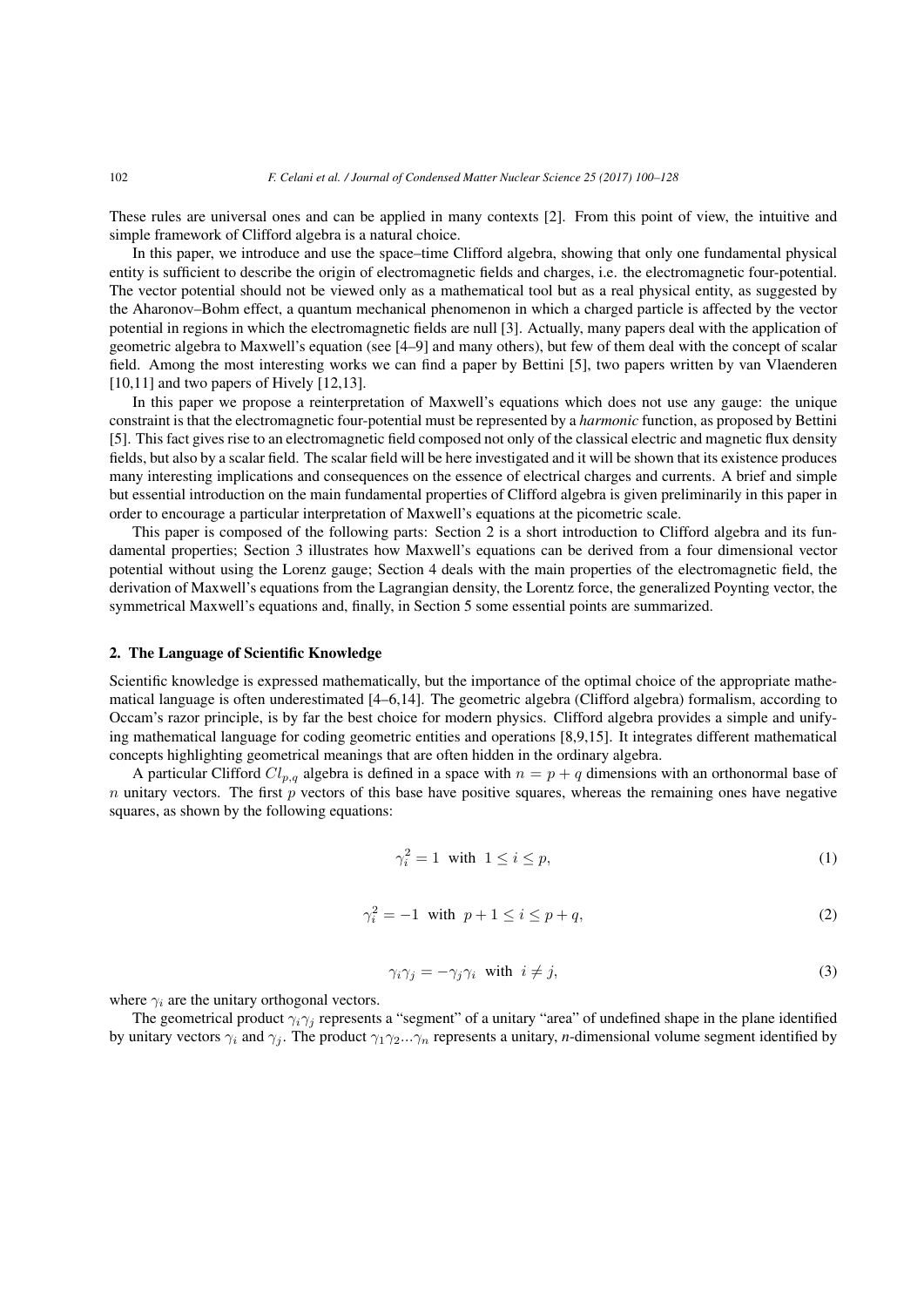These rules are universal ones and can be applied in many contexts [2]. From this point of view, the intuitive and simple framework of Clifford algebra is a natural choice.

In this paper, we introduce and use the space–time Clifford algebra, showing that only one fundamental physical entity is sufficient to describe the origin of electromagnetic fields and charges, i.e. the electromagnetic four-potential. The vector potential should not be viewed only as a mathematical tool but as a real physical entity, as suggested by the Aharonov–Bohm effect, a quantum mechanical phenomenon in which a charged particle is affected by the vector potential in regions in which the electromagnetic fields are null [3]. Actually, many papers deal with the application of geometric algebra to Maxwell's equation (see [4–9] and many others), but few of them deal with the concept of scalar field. Among the most interesting works we can find a paper by Bettini [5], two papers written by van Vlaenderen [10,11] and two papers of Hively [12,13].

In this paper we propose a reinterpretation of Maxwell's equations which does not use any gauge: the unique constraint is that the electromagnetic four-potential must be represented by a *harmonic* function, as proposed by Bettini [5]. This fact gives rise to an electromagnetic field composed not only of the classical electric and magnetic flux density fields, but also by a scalar field. The scalar field will be here investigated and it will be shown that its existence produces many interesting implications and consequences on the essence of electrical charges and currents. A brief and simple but essential introduction on the main fundamental properties of Clifford algebra is given preliminarily in this paper in order to encourage a particular interpretation of Maxwell's equations at the picometric scale.

This paper is composed of the following parts: Section 2 is a short introduction to Clifford algebra and its fundamental properties; Section 3 illustrates how Maxwell's equations can be derived from a four dimensional vector potential without using the Lorenz gauge; Section 4 deals with the main properties of the electromagnetic field, the derivation of Maxwell's equations from the Lagrangian density, the Lorentz force, the generalized Poynting vector, the symmetrical Maxwell's equations and, finally, in Section 5 some essential points are summarized.

## 2. The Language of Scientific Knowledge

Scientific knowledge is expressed mathematically, but the importance of the optimal choice of the appropriate mathematical language is often underestimated [4–6,14]. The geometric algebra (Clifford algebra) formalism, according to Occam's razor principle, is by far the best choice for modern physics. Clifford algebra provides a simple and unifying mathematical language for coding geometric entities and operations [8,9,15]. It integrates different mathematical concepts highlighting geometrical meanings that are often hidden in the ordinary algebra.

A particular Clifford $Cl_{p,q}$ algebra is defined in a space with $n = p + q$ dimensions with an orthonormal base of $n$ unitary vectors. The first $p$ vectors of this base have positive squares, whereas the remaining ones have negative squares, as shown by the following equations:

$$\gamma_i^2 = 1 \ \text{ with } \ 1 \le i \le p, \tag{1}$$

$$\gamma_i^2 = -1 \ \text{ with } \ p+1 \le i \le p+q, \tag{2}$$

$$\gamma_i \gamma_j = -\gamma_j \gamma_i \ \text{ with } \ i \ne j, \tag{3}$$

where $\gamma_i$ are the unitary orthogonal vectors.

The geometrical product $\gamma_i \gamma_j$ represents a "segment" of a unitary "area" of undefined shape in the plane identified by unitary vectors $\gamma_i$ and $\gamma_j$. The product $\gamma_1 \gamma_2 ... \gamma_n$ represents a unitary, *n*-dimensional volume segment identified by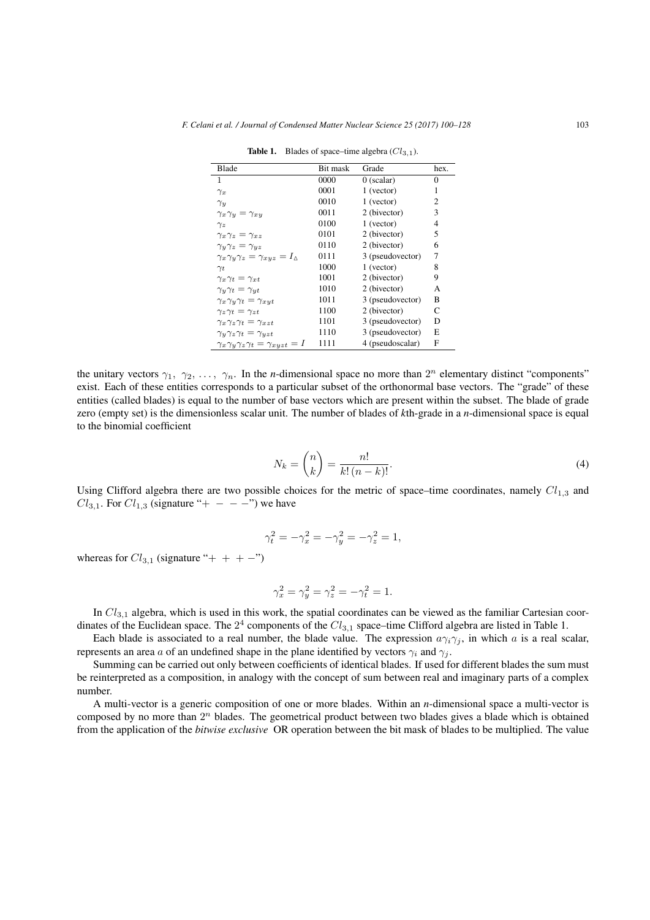**Table 1.** Blades of space–time algebra ($Cl_{3,1}$).

| Blade | Bit mask | Grade | hex. |
|---|---|---|---|
| 1 | 0000 | 0 (scalar) | 0 |
| $\gamma_x$ | 0001 | 1 (vector) | 1 |
| $\gamma_y$ | 0010 | 1 (vector) | 2 |
| $\gamma_x\gamma_y = \gamma_{xy}$ | 0011 | 2 (bivector) | 3 |
| $\gamma_z$ | 0100 | 1 (vector) | 4 |
| $\gamma_x\gamma_z = \gamma_{xz}$ | 0101 | 2 (bivector) | 5 |
| $\gamma_y\gamma_z = \gamma_{yz}$ | 0110 | 2 (bivector) | 6 |
| $\gamma_x\gamma_y\gamma_z = \gamma_{xyz} = I_\Delta$ | 0111 | 3 (pseudovector) | 7 |
| $\gamma_t$ | 1000 | 1 (vector) | 8 |
| $\gamma_x\gamma_t = \gamma_{xt}$ | 1001 | 2 (bivector) | 9 |
| $\gamma_y\gamma_t = \gamma_{yt}$ | 1010 | 2 (bivector) | A |
| $\gamma_x\gamma_y\gamma_t = \gamma_{xyt}$ | 1011 | 3 (pseudovector) | B |
| $\gamma_z\gamma_t = \gamma_{zt}$ | 1100 | 2 (bivector) | C |
| $\gamma_x\gamma_z\gamma_t = \gamma_{xzt}$ | 1101 | 3 (pseudovector) | D |
| $\gamma_y\gamma_z\gamma_t = \gamma_{yzt}$ | 1110 | 3 (pseudovector) | E |
| $\gamma_x\gamma_y\gamma_z\gamma_t = \gamma_{xyzt} = I$ | 1111 | 4 (pseudoscalar) | F |

the unitary vectors $\gamma_1,\ \gamma_2,\ \ldots,\ \gamma_n$. In the *n*-dimensional space no more than $2^n$ elementary distinct "components" exist. Each of these entities corresponds to a particular subset of the orthonormal base vectors. The "grade" of these entities (called blades) is equal to the number of base vectors which are present within the subset. The blade of grade zero (empty set) is the dimensionless scalar unit. The number of blades of *k*th-grade in a *n*-dimensional space is equal to the binomial coefficient

$$N_k = \binom{n}{k} = \frac{n!}{k!\,(n-k)!}. \tag{4}$$

Using Clifford algebra there are two possible choices for the metric of space–time coordinates, namely $Cl_{1,3}$ and $Cl_{3,1}$. For $Cl_{1,3}$ (signature "$+ \ - \ - \ -$") we have

$$\gamma_t^2 = -\gamma_x^2 = -\gamma_y^2 = -\gamma_z^2 = 1,$$

whereas for $Cl_{3,1}$ (signature "$+ \ + \ + \ -$")

$$\gamma_x^2 = \gamma_y^2 = \gamma_z^2 = -\gamma_t^2 = 1.$$

In $Cl_{3,1}$ algebra, which is used in this work, the spatial coordinates can be viewed as the familiar Cartesian coordinates of the Euclidean space. The $2^4$ components of the $Cl_{3,1}$ space–time Clifford algebra are listed in Table 1.

Each blade is associated to a real number, the blade value. The expression $a\gamma_i\gamma_j$, in which $a$ is a real scalar, represents an area $a$ of an undefined shape in the plane identified by vectors $\gamma_i$ and $\gamma_j$.

Summing can be carried out only between coefficients of identical blades. If used for different blades the sum must be reinterpreted as a composition, in analogy with the concept of sum between real and imaginary parts of a complex number.

A multi-vector is a generic composition of one or more blades. Within an *n*-dimensional space a multi-vector is composed by no more than $2^n$ blades. The geometrical product between two blades gives a blade which is obtained from the application of the *bitwise exclusive* OR operation between the bit mask of blades to be multiplied. The value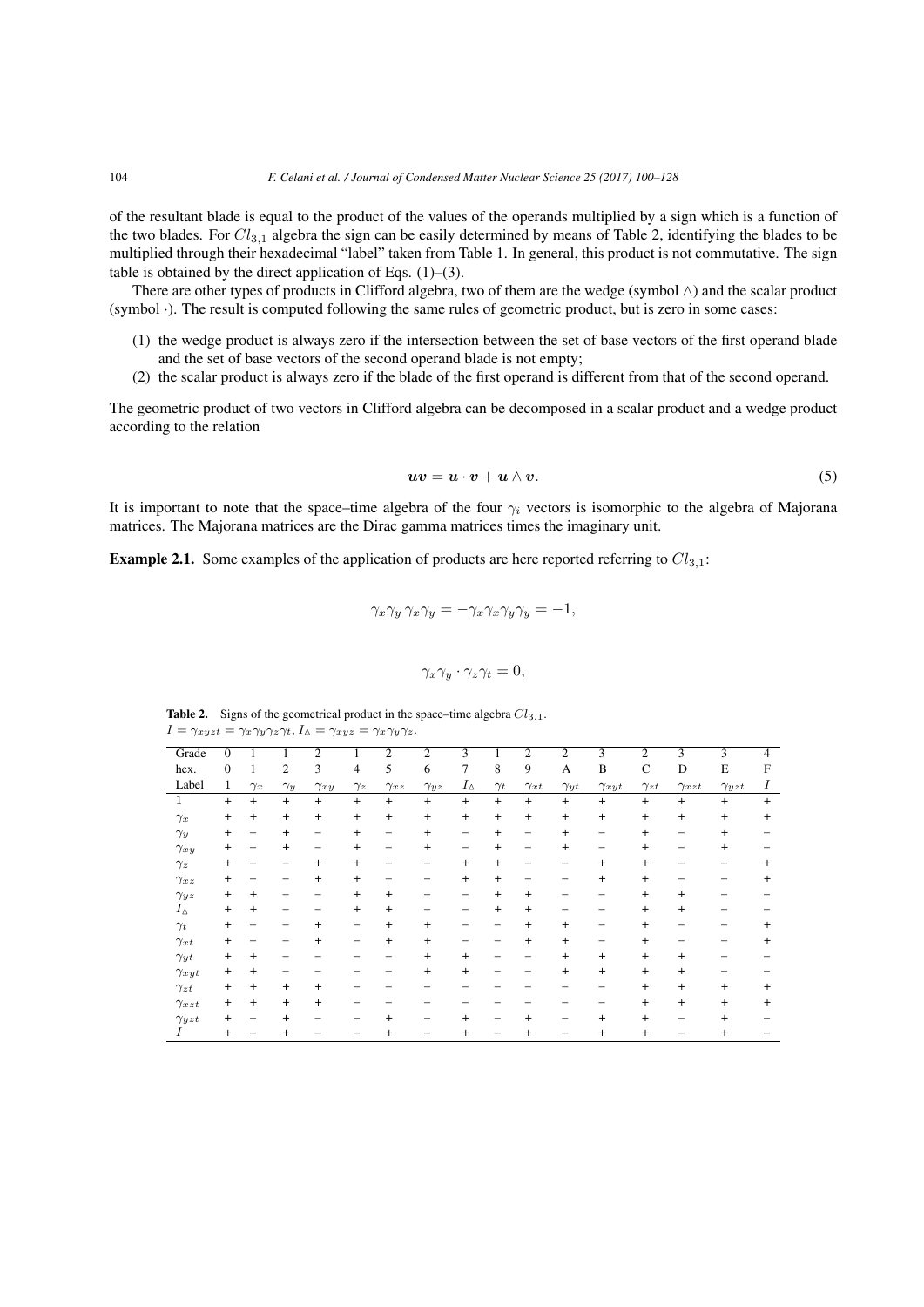of the resultant blade is equal to the product of the values of the operands multiplied by a sign which is a function of the two blades. For $Cl_{3,1}$ algebra the sign can be easily determined by means of Table 2, identifying the blades to be multiplied through their hexadecimal "label" taken from Table 1. In general, this product is not commutative. The sign table is obtained by the direct application of Eqs. (1)–(3).

There are other types of products in Clifford algebra, two of them are the wedge (symbol $\wedge$) and the scalar product (symbol $\cdot$). The result is computed following the same rules of geometric product, but is zero in some cases:

(1) the wedge product is always zero if the intersection between the set of base vectors of the first operand blade and the set of base vectors of the second operand blade is not empty;
(2) the scalar product is always zero if the blade of the first operand is different from that of the second operand.

The geometric product of two vectors in Clifford algebra can be decomposed in a scalar product and a wedge product according to the relation

$$\boldsymbol{uv} = \boldsymbol{u} \cdot \boldsymbol{v} + \boldsymbol{u} \wedge \boldsymbol{v}. \tag{5}$$

It is important to note that the space–time algebra of the four $\gamma_i$ vectors is isomorphic to the algebra of Majorana matrices. The Majorana matrices are the Dirac gamma matrices times the imaginary unit.

**Example 2.1.** Some examples of the application of products are here reported referring to $Cl_{3,1}$:

$$\gamma_x \gamma_y \, \gamma_x \gamma_y = -\gamma_x \gamma_x \gamma_y \gamma_y = -1,$$

$$\gamma_x \gamma_y \cdot \gamma_z \gamma_t = 0,$$

**Table 2.** Signs of the geometrical product in the space–time algebra $Cl_{3,1}$.
$I = \gamma_{xyzt} = \gamma_x \gamma_y \gamma_z \gamma_t$, $I_\triangle = \gamma_{xyz} = \gamma_x \gamma_y \gamma_z$.

| Grade | 0 | 1 | 1 | 2 | 1 | 2 | 2 | 3 | 1 | 2 | 2 | 3 | 2 | 3 | 3 | 4 |
|---|---|---|---|---|---|---|---|---|---|---|---|---|---|---|---|---|
| hex. | 0 | 1 | 2 | 3 | 4 | 5 | 6 | 7 | 8 | 9 | A | B | C | D | E | F |
| Label | 1 | $\gamma_x$ | $\gamma_y$ | $\gamma_{xy}$ | $\gamma_z$ | $\gamma_{xz}$ | $\gamma_{yz}$ | $I_\triangle$ | $\gamma_t$ | $\gamma_{xt}$ | $\gamma_{yt}$ | $\gamma_{xyt}$ | $\gamma_{zt}$ | $\gamma_{xzt}$ | $\gamma_{yzt}$ | $I$ |
| 1 | + | + | + | + | + | + | + | + | + | + | + | + | + | + | + | + |
| $\gamma_x$ | + | + | + | + | + | + | + | + | + | + | + | + | + | + | + | + |
| $\gamma_y$ | + | − | + | − | + | − | + | − | + | − | + | − | + | − | + | − |
| $\gamma_{xy}$ | + | − | + | − | + | − | + | − | + | − | + | − | + | − | + | − |
| $\gamma_z$ | + | − | − | + | + | − | − | + | + | − | − | + | + | − | − | + |
| $\gamma_{xz}$ | + | − | − | + | + | − | − | + | + | − | − | + | + | − | − | + |
| $\gamma_{yz}$ | + | + | − | − | + | + | − | − | + | + | − | − | + | + | − | − |
| $I_\triangle$ | + | + | − | − | + | + | − | − | + | + | − | − | + | + | − | − |
| $\gamma_t$ | + | − | − | + | − | + | + | − | − | + | + | − | + | − | − | + |
| $\gamma_{xt}$ | + | − | − | + | − | + | + | − | − | + | + | − | + | − | − | + |
| $\gamma_{yt}$ | + | + | − | − | − | − | + | + | − | − | + | + | + | + | − | − |
| $\gamma_{xyt}$ | + | + | − | − | − | − | + | + | − | − | + | + | + | + | − | − |
| $\gamma_{zt}$ | + | + | + | + | − | − | − | − | − | − | − | − | + | + | + | + |
| $\gamma_{xzt}$ | + | + | + | + | − | − | − | − | − | − | − | − | + | + | + | + |
| $\gamma_{yzt}$ | + | − | + | − | − | + | − | + | − | + | − | + | + | − | + | − |
| $I$ | + | − | + | − | − | + | − | + | − | + | − | + | + | − | + | − |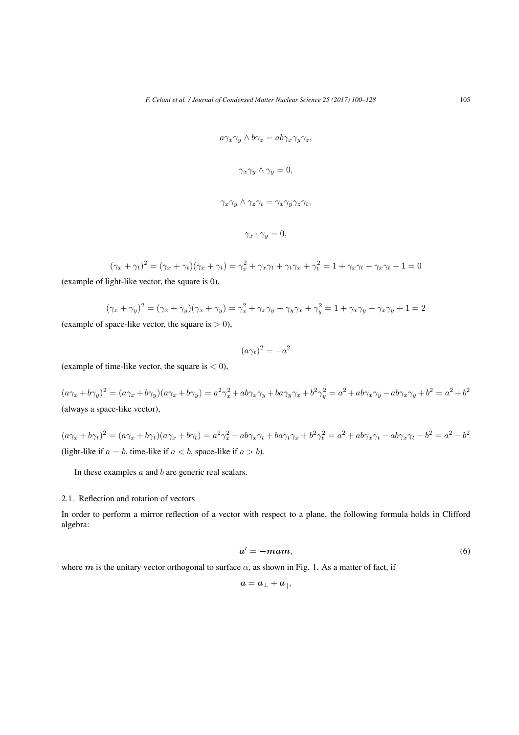$$a\gamma_x\gamma_y \wedge b\gamma_z = ab\gamma_x\gamma_y\gamma_z,$$

$$\gamma_x\gamma_y \wedge \gamma_y = 0,$$

$$\gamma_x\gamma_y \wedge \gamma_z\gamma_t = \gamma_x\gamma_y\gamma_z\gamma_t,$$

$$\gamma_x \cdot \gamma_y = 0,$$

$$(\gamma_x + \gamma_t)^2 = (\gamma_x + \gamma_t)(\gamma_x + \gamma_t) = \gamma_x^2 + \gamma_x\gamma_t + \gamma_t\gamma_x + \gamma_t^2 = 1 + \gamma_x\gamma_t - \gamma_x\gamma_t - 1 = 0$$

(example of light-like vector, the square is 0),

$$(\gamma_x + \gamma_y)^2 = (\gamma_x + \gamma_y)(\gamma_x + \gamma_y) = \gamma_x^2 + \gamma_x\gamma_y + \gamma_y\gamma_x + \gamma_y^2 = 1 + \gamma_x\gamma_y - \gamma_x\gamma_y + 1 = 2$$

(example of space-like vector, the square is $> 0$),

$$(a\gamma_t)^2 = -a^2$$

(example of time-like vector, the square is $< 0$),

$$(a\gamma_x + b\gamma_y)^2 = (a\gamma_x + b\gamma_y)(a\gamma_x + b\gamma_y) = a^2\gamma_x^2 + ab\gamma_x\gamma_y + ba\gamma_y\gamma_x + b^2\gamma_y^2 = a^2 + ab\gamma_x\gamma_y - ab\gamma_x\gamma_y + b^2 = a^2 + b^2$$

(always a space-like vector),

$$(a\gamma_x + b\gamma_t)^2 = (a\gamma_x + b\gamma_t)(a\gamma_x + b\gamma_t) = a^2\gamma_x^2 + ab\gamma_x\gamma_t + ba\gamma_t\gamma_x + b^2\gamma_t^2 = a^2 + ab\gamma_x\gamma_t - ab\gamma_x\gamma_t - b^2 = a^2 - b^2$$

(light-like if $a = b$, time-like if $a < b$, space-like if $a > b$).

In these examples $a$ and $b$ are generic real scalars.

### 2.1. Reflection and rotation of vectors

In order to perform a mirror reflection of a vector with respect to a plane, the following formula holds in Clifford algebra:

$$\boldsymbol{a}' = -\boldsymbol{m}\boldsymbol{a}\boldsymbol{m}, \tag{6}$$

where $\boldsymbol{m}$ is the unitary vector orthogonal to surface $\alpha$, as shown in Fig. 1. As a matter of fact, if

$$\boldsymbol{a} = \boldsymbol{a}_\perp + \boldsymbol{a}_\parallel,$$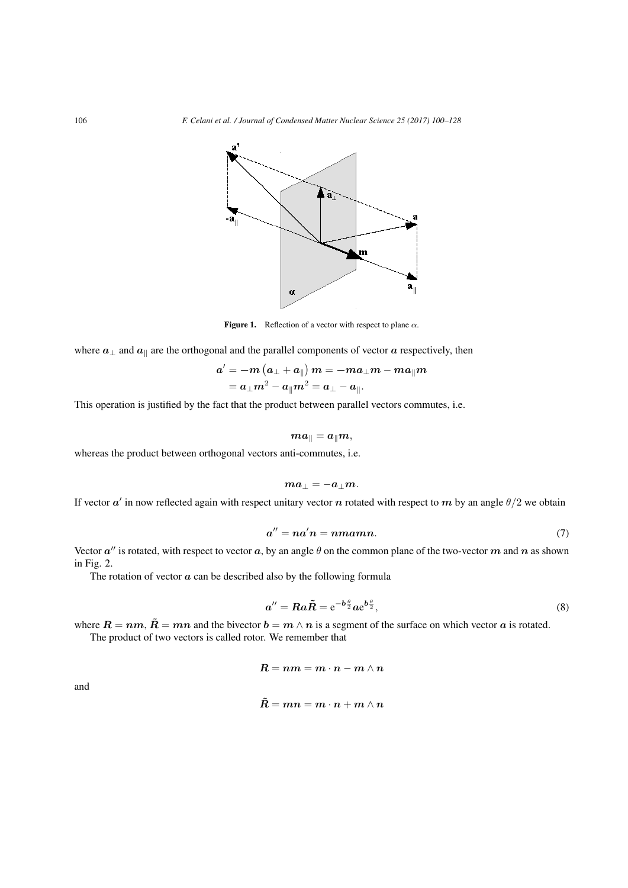Figure 1. Reflection of a vector with respect to plane $\alpha$.

where $\boldsymbol{a}_\perp$ and $\boldsymbol{a}_\parallel$ are the orthogonal and the parallel components of vector $\boldsymbol{a}$ respectively, then

$$\begin{aligned}\boldsymbol{a}' &= -\boldsymbol{m}\left(\boldsymbol{a}_\perp + \boldsymbol{a}_\parallel\right)\boldsymbol{m} = -\boldsymbol{m}\boldsymbol{a}_\perp\boldsymbol{m} - \boldsymbol{m}\boldsymbol{a}_\parallel\boldsymbol{m} \\ &= \boldsymbol{a}_\perp\boldsymbol{m}^2 - \boldsymbol{a}_\parallel\boldsymbol{m}^2 = \boldsymbol{a}_\perp - \boldsymbol{a}_\parallel.\end{aligned}$$

This operation is justified by the fact that the product between parallel vectors commutes, i.e.

$$\boldsymbol{m}\boldsymbol{a}_\parallel = \boldsymbol{a}_\parallel\boldsymbol{m},$$

whereas the product between orthogonal vectors anti-commutes, i.e.

$$\boldsymbol{m}\boldsymbol{a}_\perp = -\boldsymbol{a}_\perp\boldsymbol{m}.$$

If vector $\boldsymbol{a}'$ in now reflected again with respect unitary vector $\boldsymbol{n}$ rotated with respect to $\boldsymbol{m}$ by an angle $\theta/2$ we obtain

$$\boldsymbol{a}'' = \boldsymbol{n}\boldsymbol{a}'\boldsymbol{n} = \boldsymbol{n}\boldsymbol{m}\boldsymbol{a}\boldsymbol{m}\boldsymbol{n}. \tag{7}$$

Vector $\boldsymbol{a}''$ is rotated, with respect to vector $\boldsymbol{a}$, by an angle $\theta$ on the common plane of the two-vector $\boldsymbol{m}$ and $\boldsymbol{n}$ as shown in Fig. 2.

The rotation of vector $\boldsymbol{a}$ can be described also by the following formula

$$\boldsymbol{a}'' = \boldsymbol{R}\boldsymbol{a}\tilde{\boldsymbol{R}} = \mathrm{e}^{-\boldsymbol{b}\frac{\theta}{2}}\boldsymbol{a}\mathrm{e}^{\boldsymbol{b}\frac{\theta}{2}}, \tag{8}$$

where $\boldsymbol{R} = \boldsymbol{n}\boldsymbol{m}$, $\tilde{\boldsymbol{R}} = \boldsymbol{m}\boldsymbol{n}$ and the bivector $\boldsymbol{b} = \boldsymbol{m} \wedge \boldsymbol{n}$ is a segment of the surface on which vector $\boldsymbol{a}$ is rotated.

The product of two vectors is called rotor. We remember that

$$\boldsymbol{R} = \boldsymbol{n}\boldsymbol{m} = \boldsymbol{m}\cdot\boldsymbol{n} - \boldsymbol{m}\wedge\boldsymbol{n}$$

and

$$\tilde{\boldsymbol{R}} = \boldsymbol{m}\boldsymbol{n} = \boldsymbol{m}\cdot\boldsymbol{n} + \boldsymbol{m}\wedge\boldsymbol{n}$$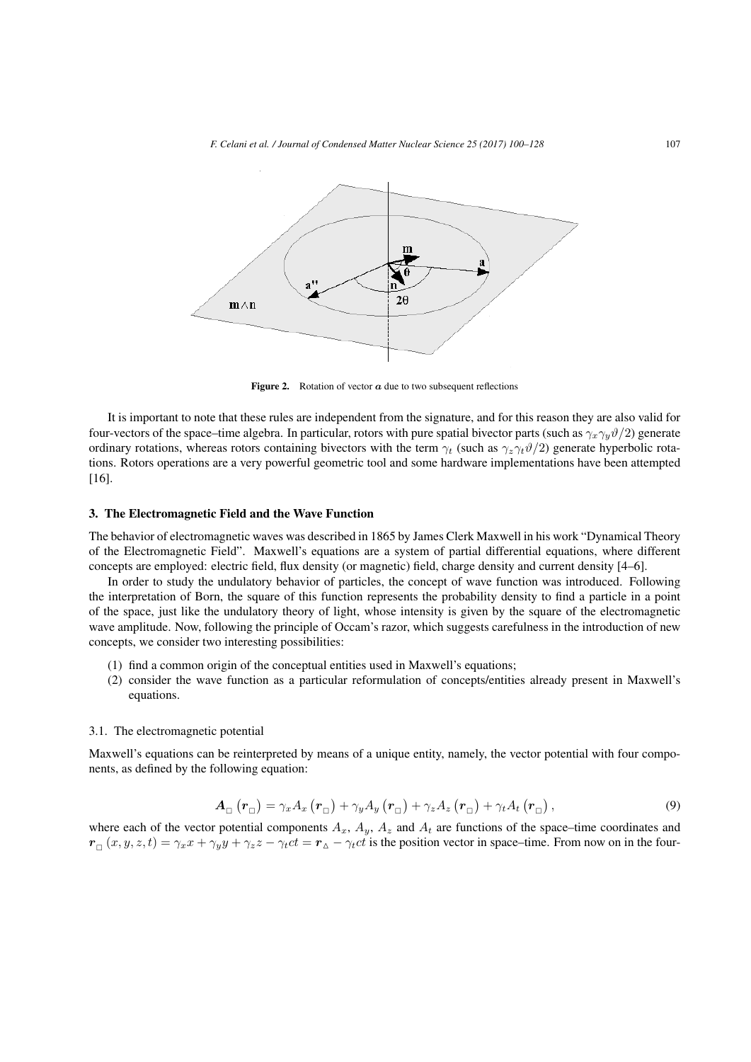Figure 2. Rotation of vector $\boldsymbol{a}$ due to two subsequent reflections

It is important to note that these rules are independent from the signature, and for this reason they are also valid for four-vectors of the space–time algebra. In particular, rotors with pure spatial bivector parts (such as $\gamma_x\gamma_y\vartheta/2$) generate ordinary rotations, whereas rotors containing bivectors with the term $\gamma_t$ (such as $\gamma_z\gamma_t\vartheta/2$) generate hyperbolic rotations. Rotors operations are a very powerful geometric tool and some hardware implementations have been attempted [16].

## 3. The Electromagnetic Field and the Wave Function

The behavior of electromagnetic waves was described in 1865 by James Clerk Maxwell in his work "Dynamical Theory of the Electromagnetic Field". Maxwell's equations are a system of partial differential equations, where different concepts are employed: electric field, flux density (or magnetic) field, charge density and current density [4–6].

In order to study the undulatory behavior of particles, the concept of wave function was introduced. Following the interpretation of Born, the square of this function represents the probability density to find a particle in a point of the space, just like the undulatory theory of light, whose intensity is given by the square of the electromagnetic wave amplitude. Now, following the principle of Occam's razor, which suggests carefulness in the introduction of new concepts, we consider two interesting possibilities:

1. find a common origin of the conceptual entities used in Maxwell's equations;
2. consider the wave function as a particular reformulation of concepts/entities already present in Maxwell's equations.

### 3.1. The electromagnetic potential

Maxwell's equations can be reinterpreted by means of a unique entity, namely, the vector potential with four components, as defined by the following equation:

$$\boldsymbol{A}_{\square}\left(\boldsymbol{r}_{\square}\right) = \gamma_x A_x\left(\boldsymbol{r}_{\square}\right) + \gamma_y A_y\left(\boldsymbol{r}_{\square}\right) + \gamma_z A_z\left(\boldsymbol{r}_{\square}\right) + \gamma_t A_t\left(\boldsymbol{r}_{\square}\right), \tag{9}$$

where each of the vector potential components $A_x$, $A_y$, $A_z$ and $A_t$ are functions of the space–time coordinates and $\boldsymbol{r}_{\square}(x, y, z, t) = \gamma_x x + \gamma_y y + \gamma_z z - \gamma_t ct = \boldsymbol{r}_{\triangle} - \gamma_t ct$ is the position vector in space–time. From now on in the four-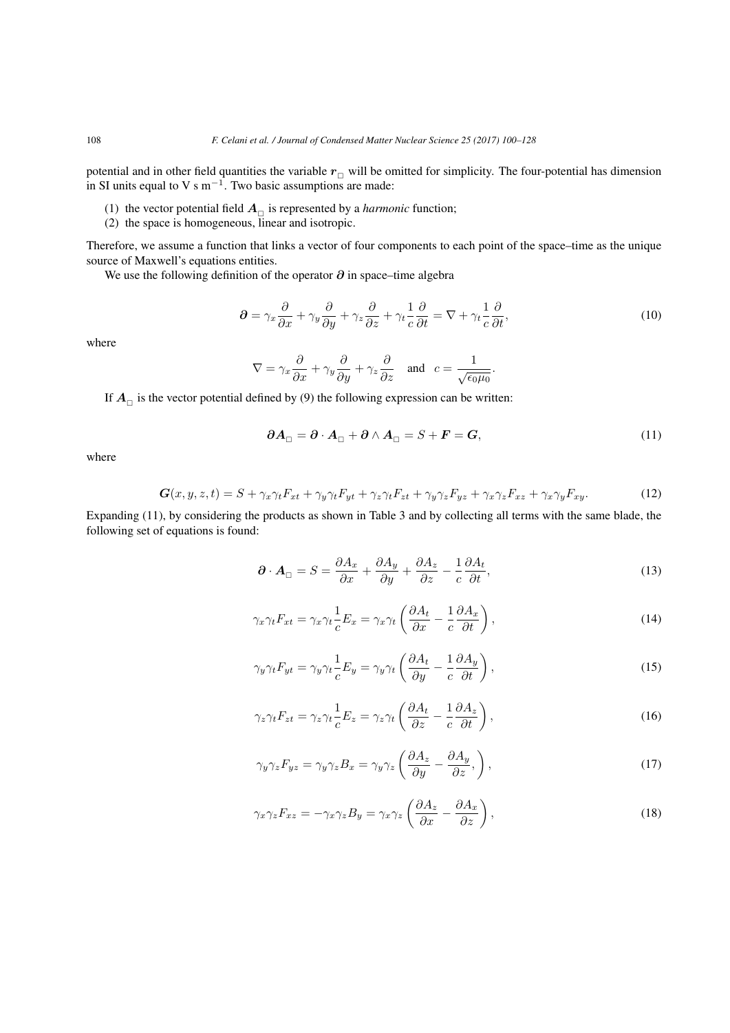potential and in other field quantities the variable $\boldsymbol{r}_{\square}$ will be omitted for simplicity. The four-potential has dimension in SI units equal to V s m$^{-1}$. Two basic assumptions are made:

(1) the vector potential field $\boldsymbol{A}_{\square}$ is represented by a *harmonic* function;
(2) the space is homogeneous, linear and isotropic.

Therefore, we assume a function that links a vector of four components to each point of the space–time as the unique source of Maxwell's equations entities.

We use the following definition of the operator $\boldsymbol{\partial}$ in space–time algebra

$$\boldsymbol{\partial} = \gamma_x \frac{\partial}{\partial x} + \gamma_y \frac{\partial}{\partial y} + \gamma_z \frac{\partial}{\partial z} + \gamma_t \frac{1}{c}\frac{\partial}{\partial t} = \nabla + \gamma_t \frac{1}{c}\frac{\partial}{\partial t}, \tag{10}$$

where

$$\nabla = \gamma_x \frac{\partial}{\partial x} + \gamma_y \frac{\partial}{\partial y} + \gamma_z \frac{\partial}{\partial z} \quad \text{and} \quad c = \frac{1}{\sqrt{\epsilon_0 \mu_0}}.$$

If $\boldsymbol{A}_{\square}$ is the vector potential defined by (9) the following expression can be written:

$$\boldsymbol{\partial} \boldsymbol{A}_{\square} = \boldsymbol{\partial} \cdot \boldsymbol{A}_{\square} + \boldsymbol{\partial} \wedge \boldsymbol{A}_{\square} = S + \boldsymbol{F} = \boldsymbol{G}, \tag{11}$$

where

$$\boldsymbol{G}(x,y,z,t) = S + \gamma_x\gamma_t F_{xt} + \gamma_y\gamma_t F_{yt} + \gamma_z\gamma_t F_{zt} + \gamma_y\gamma_z F_{yz} + \gamma_x\gamma_z F_{xz} + \gamma_x\gamma_y F_{xy}. \tag{12}$$

Expanding (11), by considering the products as shown in Table 3 and by collecting all terms with the same blade, the following set of equations is found:

$$\boldsymbol{\partial} \cdot \boldsymbol{A}_{\square} = S = \frac{\partial A_x}{\partial x} + \frac{\partial A_y}{\partial y} + \frac{\partial A_z}{\partial z} - \frac{1}{c}\frac{\partial A_t}{\partial t}, \tag{13}$$

$$\gamma_x\gamma_t F_{xt} = \gamma_x\gamma_t \frac{1}{c} E_x = \gamma_x\gamma_t \left( \frac{\partial A_t}{\partial x} - \frac{1}{c}\frac{\partial A_x}{\partial t} \right), \tag{14}$$

$$\gamma_y\gamma_t F_{yt} = \gamma_y\gamma_t \frac{1}{c} E_y = \gamma_y\gamma_t \left( \frac{\partial A_t}{\partial y} - \frac{1}{c}\frac{\partial A_y}{\partial t} \right), \tag{15}$$

$$\gamma_z\gamma_t F_{zt} = \gamma_z\gamma_t \frac{1}{c} E_z = \gamma_z\gamma_t \left( \frac{\partial A_t}{\partial z} - \frac{1}{c}\frac{\partial A_z}{\partial t} \right), \tag{16}$$

$$\gamma_y\gamma_z F_{yz} = \gamma_y\gamma_z B_x = \gamma_y\gamma_z \left( \frac{\partial A_z}{\partial y} - \frac{\partial A_y}{\partial z}, \right), \tag{17}$$

$$\gamma_x\gamma_z F_{xz} = -\gamma_x\gamma_z B_y = \gamma_x\gamma_z \left( \frac{\partial A_z}{\partial x} - \frac{\partial A_x}{\partial z} \right), \tag{18}$$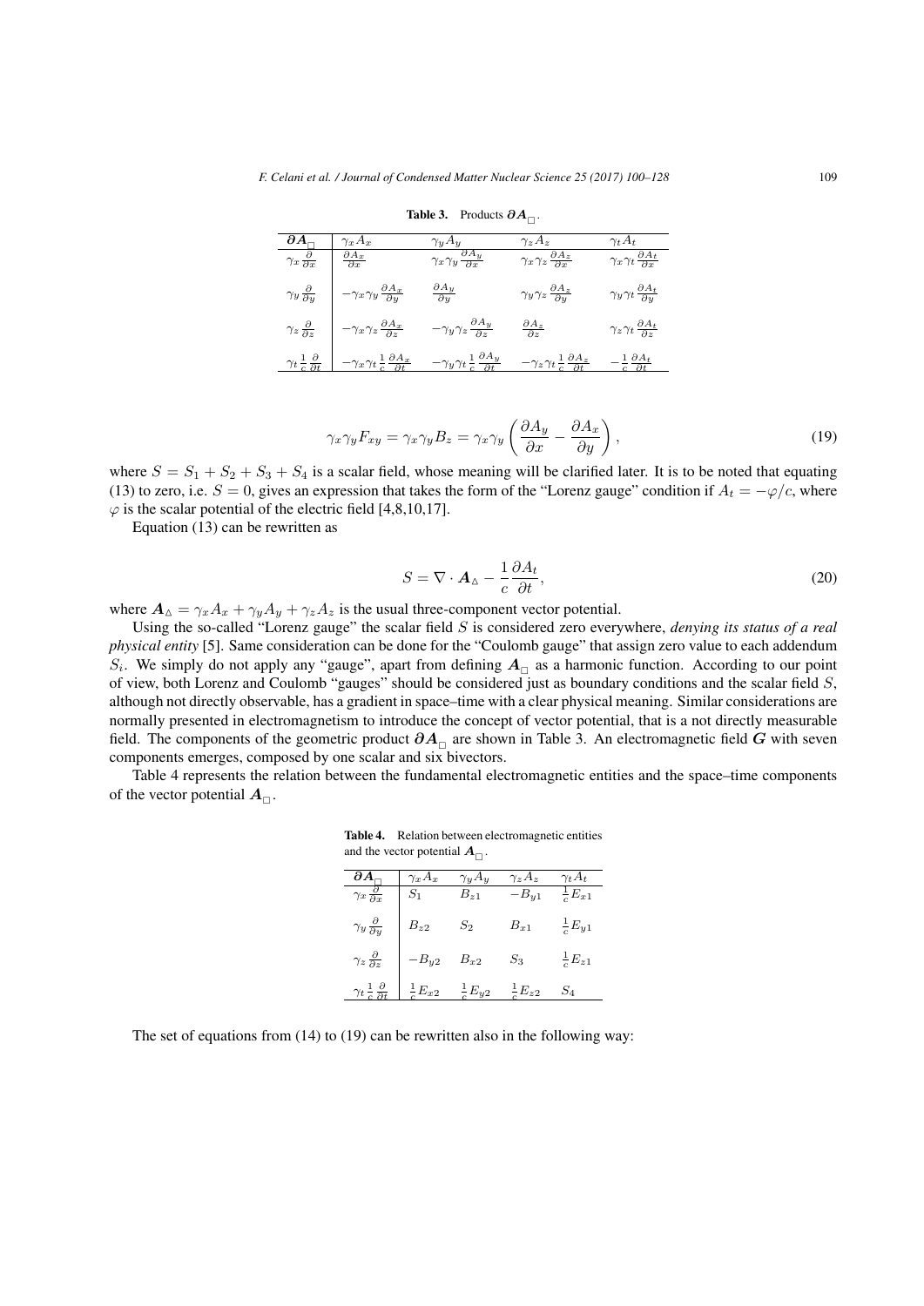**Table 3.** Products $\boldsymbol{\partial A}_{\square}$.

| $\boldsymbol{\partial A}_{\square}$ | $\gamma_x A_x$ | $\gamma_y A_y$ | $\gamma_z A_z$ | $\gamma_t A_t$ |
|---|---|---|---|---|
| $\gamma_x \frac{\partial}{\partial x}$ | $\frac{\partial A_x}{\partial x}$ | $\gamma_x \gamma_y \frac{\partial A_y}{\partial x}$ | $\gamma_x \gamma_z \frac{\partial A_z}{\partial x}$ | $\gamma_x \gamma_t \frac{\partial A_t}{\partial x}$ |
| $\gamma_y \frac{\partial}{\partial y}$ | $-\gamma_x \gamma_y \frac{\partial A_x}{\partial y}$ | $\frac{\partial A_y}{\partial y}$ | $\gamma_y \gamma_z \frac{\partial A_z}{\partial y}$ | $\gamma_y \gamma_t \frac{\partial A_t}{\partial y}$ |
| $\gamma_z \frac{\partial}{\partial z}$ | $-\gamma_x \gamma_z \frac{\partial A_x}{\partial z}$ | $-\gamma_y \gamma_z \frac{\partial A_y}{\partial z}$ | $\frac{\partial A_z}{\partial z}$ | $\gamma_z \gamma_t \frac{\partial A_t}{\partial z}$ |
| $\gamma_t \frac{1}{c} \frac{\partial}{\partial t}$ | $-\gamma_x \gamma_t \frac{1}{c} \frac{\partial A_x}{\partial t}$ | $-\gamma_y \gamma_t \frac{1}{c} \frac{\partial A_y}{\partial t}$ | $-\gamma_z \gamma_t \frac{1}{c} \frac{\partial A_z}{\partial t}$ | $-\frac{1}{c} \frac{\partial A_t}{\partial t}$ |

$$\gamma_x \gamma_y F_{xy} = \gamma_x \gamma_y B_z = \gamma_x \gamma_y \left( \frac{\partial A_y}{\partial x} - \frac{\partial A_x}{\partial y} \right), \tag{19}$$

where $S = S_1 + S_2 + S_3 + S_4$ is a scalar field, whose meaning will be clarified later. It is to be noted that equating (13) to zero, i.e. $S = 0$, gives an expression that takes the form of the "Lorenz gauge" condition if $A_t = -\varphi/c$, where $\varphi$ is the scalar potential of the electric field [4,8,10,17].

Equation (13) can be rewritten as

$$S = \nabla \cdot \boldsymbol{A}_{\vartriangle} - \frac{1}{c} \frac{\partial A_t}{\partial t}, \tag{20}$$

where $\boldsymbol{A}_{\vartriangle} = \gamma_x A_x + \gamma_y A_y + \gamma_z A_z$ is the usual three-component vector potential.

Using the so-called "Lorenz gauge" the scalar field $S$ is considered zero everywhere, *denying its status of a real physical entity* [5]. Same consideration can be done for the "Coulomb gauge" that assign zero value to each addendum $S_i$. We simply do not apply any "gauge", apart from defining $\boldsymbol{A}_{\square}$ as a harmonic function. According to our point of view, both Lorenz and Coulomb "gauges" should be considered just as boundary conditions and the scalar field $S$, although not directly observable, has a gradient in space–time with a clear physical meaning. Similar considerations are normally presented in electromagnetism to introduce the concept of vector potential, that is a not directly measurable field. The components of the geometric product $\boldsymbol{\partial A}_{\square}$ are shown in Table 3. An electromagnetic field $\boldsymbol{G}$ with seven components emerges, composed by one scalar and six bivectors.

Table 4 represents the relation between the fundamental electromagnetic entities and the space–time components of the vector potential $\boldsymbol{A}_{\square}$.

**Table 4.** Relation between electromagnetic entities and the vector potential $\boldsymbol{A}_{\square}$.

| $\boldsymbol{\partial A}_{\square}$ | $\gamma_x A_x$ | $\gamma_y A_y$ | $\gamma_z A_z$ | $\gamma_t A_t$ |
|---|---|---|---|---|
| $\gamma_x \frac{\partial}{\partial x}$ | $S_1$ | $B_{z1}$ | $-B_{y1}$ | $\frac{1}{c} E_{x1}$ |
| $\gamma_y \frac{\partial}{\partial y}$ | $B_{z2}$ | $S_2$ | $B_{x1}$ | $\frac{1}{c} E_{y1}$ |
| $\gamma_z \frac{\partial}{\partial z}$ | $-B_{y2}$ | $B_{x2}$ | $S_3$ | $\frac{1}{c} E_{z1}$ |
| $\gamma_t \frac{1}{c} \frac{\partial}{\partial t}$ | $\frac{1}{c} E_{x2}$ | $\frac{1}{c} E_{y2}$ | $\frac{1}{c} E_{z2}$ | $S_4$ |

The set of equations from (14) to (19) can be rewritten also in the following way: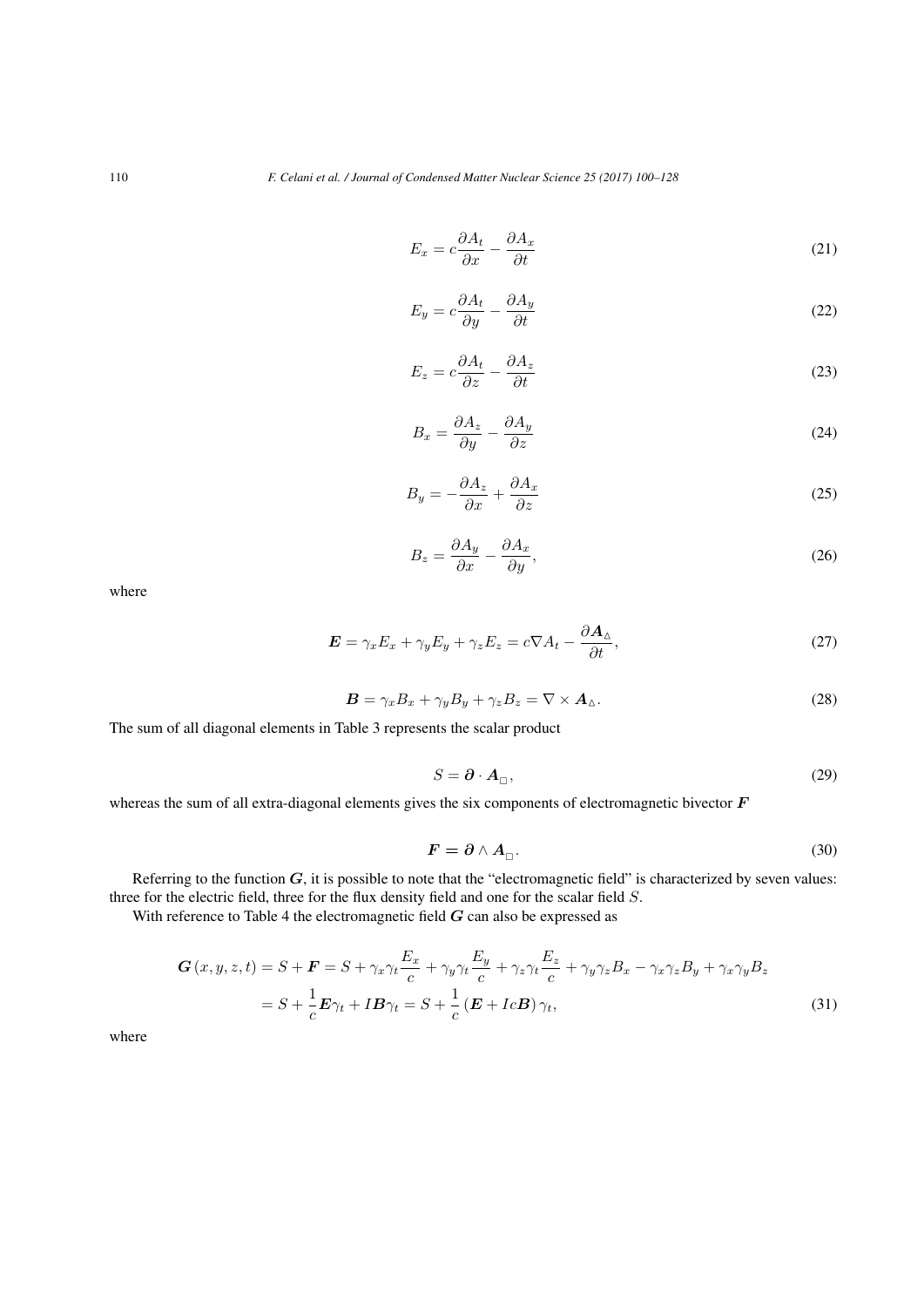$$E_x = c\frac{\partial A_t}{\partial x} - \frac{\partial A_x}{\partial t} \tag{21}$$

$$E_y = c\frac{\partial A_t}{\partial y} - \frac{\partial A_y}{\partial t} \tag{22}$$

$$E_z = c\frac{\partial A_t}{\partial z} - \frac{\partial A_z}{\partial t} \tag{23}$$

$$B_x = \frac{\partial A_z}{\partial y} - \frac{\partial A_y}{\partial z} \tag{24}$$

$$B_y = -\frac{\partial A_z}{\partial x} + \frac{\partial A_x}{\partial z} \tag{25}$$

$$B_z = \frac{\partial A_y}{\partial x} - \frac{\partial A_x}{\partial y}, \tag{26}$$

where

$$\boldsymbol{E} = \gamma_x E_x + \gamma_y E_y + \gamma_z E_z = c\nabla A_t - \frac{\partial \boldsymbol{A}_{\vartriangle}}{\partial t}, \tag{27}$$

$$\boldsymbol{B} = \gamma_x B_x + \gamma_y B_y + \gamma_z B_z = \nabla \times \boldsymbol{A}_{\vartriangle}. \tag{28}$$

The sum of all diagonal elements in Table 3 represents the scalar product

$$S = \boldsymbol{\partial} \cdot \boldsymbol{A}_{\square}, \tag{29}$$

whereas the sum of all extra-diagonal elements gives the six components of electromagnetic bivector $\boldsymbol{F}$

$$\boldsymbol{F} = \boldsymbol{\partial} \wedge \boldsymbol{A}_{\square}. \tag{30}$$

Referring to the function $\boldsymbol{G}$, it is possible to note that the "electromagnetic field" is characterized by seven values: three for the electric field, three for the flux density field and one for the scalar field $S$.

With reference to Table 4 the electromagnetic field $\boldsymbol{G}$ can also be expressed as

$$\begin{aligned}
\boldsymbol{G}(x,y,z,t) &= S + \boldsymbol{F} = S + \gamma_x\gamma_t\frac{E_x}{c} + \gamma_y\gamma_t\frac{E_y}{c} + \gamma_z\gamma_t\frac{E_z}{c} + \gamma_y\gamma_z B_x - \gamma_x\gamma_z B_y + \gamma_x\gamma_y B_z \\
&= S + \frac{1}{c}\boldsymbol{E}\gamma_t + I\boldsymbol{B}\gamma_t = S + \frac{1}{c}\left(\boldsymbol{E} + Ic\boldsymbol{B}\right)\gamma_t,
\end{aligned} \tag{31}$$

where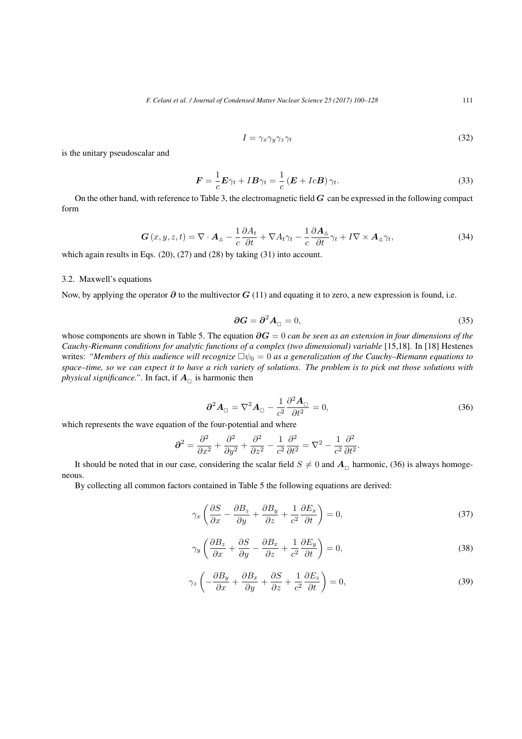$$I = \gamma_x \gamma_y \gamma_z \gamma_t \tag{32}$$

is the unitary pseudoscalar and

$$\boldsymbol{F} = \frac{1}{c}\boldsymbol{E}\gamma_t + I\boldsymbol{B}\gamma_t = \frac{1}{c}\left(\boldsymbol{E} + Ic\boldsymbol{B}\right)\gamma_t. \tag{33}$$

On the other hand, with reference to Table 3, the electromagnetic field $\boldsymbol{G}$ can be expressed in the following compact form

$$\boldsymbol{G}\left(x,y,z,t\right) = \nabla \cdot \boldsymbol{A}_{\vartriangle} - \frac{1}{c}\frac{\partial A_t}{\partial t} + \nabla A_t \gamma_t - \frac{1}{c}\frac{\partial \boldsymbol{A}_{\vartriangle}}{\partial t}\gamma_t + I\nabla \times \boldsymbol{A}_{\vartriangle}\gamma_t, \tag{34}$$

which again results in Eqs. (20), (27) and (28) by taking (31) into account.

### 3.2. Maxwell's equations

Now, by applying the operator $\boldsymbol{\partial}$ to the multivector $\boldsymbol{G}$ (11) and equating it to zero, a new expression is found, i.e.

$$\boldsymbol{\partial G} = \boldsymbol{\partial}^2 \boldsymbol{A}_{\square} = 0, \tag{35}$$

whose components are shown in Table 5. The equation $\boldsymbol{\partial G} = 0$ *can be seen as an extension in four dimensions of the Cauchy-Riemann conditions for analytic functions of a complex (two dimensional) variable* [15,18]. In [18] Hestenes writes: *"Members of this audience will recognize $\square\psi_0 = 0$ as a generalization of the Cauchy–Riemann equations to space–time, so we can expect it to have a rich variety of solutions. The problem is to pick out those solutions with physical significance."*. In fact, if $\boldsymbol{A}_{\square}$ is harmonic then

$$\boldsymbol{\partial}^2 \boldsymbol{A}_{\square} = \nabla^2 \boldsymbol{A}_{\square} - \frac{1}{c^2}\frac{\partial^2 \boldsymbol{A}_{\square}}{\partial t^2} = 0, \tag{36}$$

which represents the wave equation of the four-potential and where

$$\boldsymbol{\partial}^2 = \frac{\partial^2}{\partial x^2} + \frac{\partial^2}{\partial y^2} + \frac{\partial^2}{\partial z^2} - \frac{1}{c^2}\frac{\partial^2}{\partial t^2} = \nabla^2 - \frac{1}{c^2}\frac{\partial^2}{\partial t^2}.$$

It should be noted that in our case, considering the scalar field $S \neq 0$ and $\boldsymbol{A}_{\square}$ harmonic, (36) is always homogeneous.

By collecting all common factors contained in Table 5 the following equations are derived:

$$\gamma_x\left(\frac{\partial S}{\partial x} - \frac{\partial B_z}{\partial y} + \frac{\partial B_y}{\partial z} + \frac{1}{c^2}\frac{\partial E_x}{\partial t}\right) = 0, \tag{37}$$

$$\gamma_y\left(\frac{\partial B_z}{\partial x} + \frac{\partial S}{\partial y} - \frac{\partial B_x}{\partial z} + \frac{1}{c^2}\frac{\partial E_y}{\partial t}\right) = 0, \tag{38}$$

$$\gamma_z\left(-\frac{\partial B_y}{\partial x} + \frac{\partial B_x}{\partial y} + \frac{\partial S}{\partial z} + \frac{1}{c^2}\frac{\partial E_z}{\partial t}\right) = 0, \tag{39}$$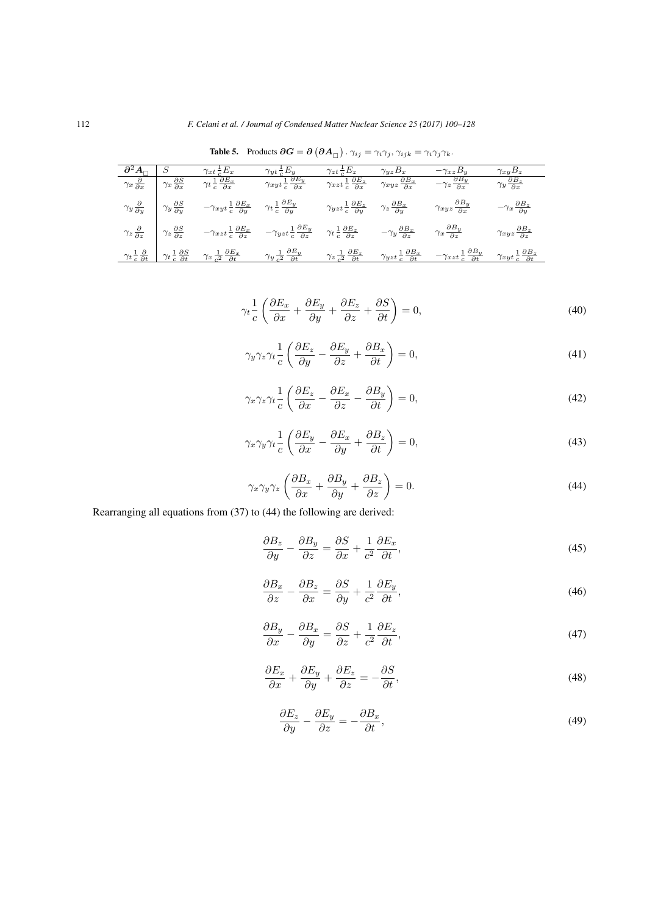**Table 5.** Products $\boldsymbol{\partial G} = \boldsymbol{\partial}\left(\boldsymbol{\partial A}_{\square}\right)$. $\gamma_{ij} = \gamma_i\gamma_j$, $\gamma_{ijk} = \gamma_i\gamma_j\gamma_k$.

| $\boldsymbol{\partial}^2\boldsymbol{A}_{\square}$ | $S$ | $\gamma_{xt}\frac{1}{c}E_x$ | $\gamma_{yt}\frac{1}{c}E_y$ | $\gamma_{zt}\frac{1}{c}E_z$ | $\gamma_{yz}B_x$ | $-\gamma_{xz}B_y$ | $\gamma_{xy}B_z$ |
|---|---|---|---|---|---|---|---|
| $\gamma_x\frac{\partial}{\partial x}$ | $\gamma_x\frac{\partial S}{\partial x}$ | $\gamma_t\frac{1}{c}\frac{\partial E_x}{\partial x}$ | $\gamma_{xyt}\frac{1}{c}\frac{\partial E_y}{\partial x}$ | $\gamma_{xzt}\frac{1}{c}\frac{\partial E_z}{\partial x}$ | $\gamma_{xyz}\frac{\partial B_x}{\partial x}$ | $-\gamma_z\frac{\partial B_y}{\partial x}$ | $\gamma_y\frac{\partial B_z}{\partial x}$ |
| $\gamma_y\frac{\partial}{\partial y}$ | $\gamma_y\frac{\partial S}{\partial y}$ | $-\gamma_{xyt}\frac{1}{c}\frac{\partial E_x}{\partial y}$ | $\gamma_t\frac{1}{c}\frac{\partial E_y}{\partial y}$ | $\gamma_{yzt}\frac{1}{c}\frac{\partial E_z}{\partial y}$ | $\gamma_z\frac{\partial B_x}{\partial y}$ | $\gamma_{xyz}\frac{\partial B_y}{\partial x}$ | $-\gamma_x\frac{\partial B_z}{\partial y}$ |
| $\gamma_z\frac{\partial}{\partial z}$ | $\gamma_z\frac{\partial S}{\partial z}$ | $-\gamma_{xzt}\frac{1}{c}\frac{\partial E_x}{\partial z}$ | $-\gamma_{yzt}\frac{1}{c}\frac{\partial E_y}{\partial z}$ | $\gamma_t\frac{1}{c}\frac{\partial E_z}{\partial z}$ | $-\gamma_y\frac{\partial B_x}{\partial z}$ | $\gamma_x\frac{\partial B_y}{\partial z}$ | $\gamma_{xyz}\frac{\partial B_z}{\partial z}$ |
| $\gamma_t\frac{1}{c}\frac{\partial}{\partial t}$ | $\gamma_t\frac{1}{c}\frac{\partial S}{\partial t}$ | $\gamma_x\frac{1}{c^2}\frac{\partial E_x}{\partial t}$ | $\gamma_y\frac{1}{c^2}\frac{\partial E_y}{\partial t}$ | $\gamma_z\frac{1}{c^2}\frac{\partial E_z}{\partial t}$ | $\gamma_{yzt}\frac{1}{c}\frac{\partial B_x}{\partial t}$ | $-\gamma_{xzt}\frac{1}{c}\frac{\partial B_y}{\partial t}$ | $\gamma_{xyt}\frac{1}{c}\frac{\partial B_z}{\partial t}$ |

$$\gamma_t\frac{1}{c}\left(\frac{\partial E_x}{\partial x}+\frac{\partial E_y}{\partial y}+\frac{\partial E_z}{\partial z}+\frac{\partial S}{\partial t}\right)=0, \tag{40}$$

$$\gamma_y\gamma_z\gamma_t\frac{1}{c}\left(\frac{\partial E_z}{\partial y}-\frac{\partial E_y}{\partial z}+\frac{\partial B_x}{\partial t}\right)=0, \tag{41}$$

$$\gamma_x\gamma_z\gamma_t\frac{1}{c}\left(\frac{\partial E_z}{\partial x}-\frac{\partial E_x}{\partial z}-\frac{\partial B_y}{\partial t}\right)=0, \tag{42}$$

$$\gamma_x\gamma_y\gamma_t\frac{1}{c}\left(\frac{\partial E_y}{\partial x}-\frac{\partial E_x}{\partial y}+\frac{\partial B_z}{\partial t}\right)=0, \tag{43}$$

$$\gamma_x\gamma_y\gamma_z\left(\frac{\partial B_x}{\partial x}+\frac{\partial B_y}{\partial y}+\frac{\partial B_z}{\partial z}\right)=0. \tag{44}$$

Rearranging all equations from (37) to (44) the following are derived:

$$\frac{\partial B_z}{\partial y}-\frac{\partial B_y}{\partial z}=\frac{\partial S}{\partial x}+\frac{1}{c^2}\frac{\partial E_x}{\partial t}, \tag{45}$$

$$\frac{\partial B_x}{\partial z}-\frac{\partial B_z}{\partial x}=\frac{\partial S}{\partial y}+\frac{1}{c^2}\frac{\partial E_y}{\partial t}, \tag{46}$$

$$\frac{\partial B_y}{\partial x}-\frac{\partial B_x}{\partial y}=\frac{\partial S}{\partial z}+\frac{1}{c^2}\frac{\partial E_z}{\partial t}, \tag{47}$$

$$\frac{\partial E_x}{\partial x}+\frac{\partial E_y}{\partial y}+\frac{\partial E_z}{\partial z}=-\frac{\partial S}{\partial t}, \tag{48}$$

$$\frac{\partial E_z}{\partial y}-\frac{\partial E_y}{\partial z}=-\frac{\partial B_x}{\partial t}, \tag{49}$$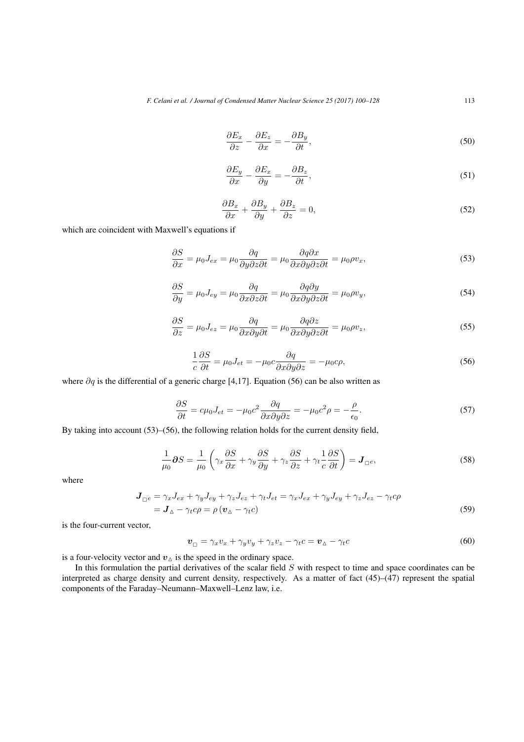$$\frac{\partial E_x}{\partial z} - \frac{\partial E_z}{\partial x} = -\frac{\partial B_y}{\partial t}, \tag{50}$$

$$\frac{\partial E_y}{\partial x} - \frac{\partial E_x}{\partial y} = -\frac{\partial B_z}{\partial t}, \tag{51}$$

$$\frac{\partial B_x}{\partial x} + \frac{\partial B_y}{\partial y} + \frac{\partial B_z}{\partial z} = 0, \tag{52}$$

which are coincident with Maxwell's equations if

$$\frac{\partial S}{\partial x} = \mu_0 J_{ex} = \mu_0 \frac{\partial q}{\partial y \partial z \partial t} = \mu_0 \frac{\partial q \partial x}{\partial x \partial y \partial z \partial t} = \mu_0 \rho v_x, \tag{53}$$

$$\frac{\partial S}{\partial y} = \mu_0 J_{ey} = \mu_0 \frac{\partial q}{\partial x \partial z \partial t} = \mu_0 \frac{\partial q \partial y}{\partial x \partial y \partial z \partial t} = \mu_0 \rho v_y, \tag{54}$$

$$\frac{\partial S}{\partial z} = \mu_0 J_{ez} = \mu_0 \frac{\partial q}{\partial x \partial y \partial t} = \mu_0 \frac{\partial q \partial z}{\partial x \partial y \partial z \partial t} = \mu_0 \rho v_z, \tag{55}$$

$$\frac{1}{c}\frac{\partial S}{\partial t} = \mu_0 J_{et} = -\mu_0 c \frac{\partial q}{\partial x \partial y \partial z} = -\mu_0 c \rho, \tag{56}$$

where $\partial q$ is the differential of a generic charge [4,17]. Equation (56) can be also written as

$$\frac{\partial S}{\partial t} = c\mu_0 J_{et} = -\mu_0 c^2 \frac{\partial q}{\partial x \partial y \partial z} = -\mu_0 c^2 \rho = -\frac{\rho}{\epsilon_0}. \tag{57}$$

By taking into account (53)–(56), the following relation holds for the current density field,

$$\frac{1}{\mu_0}\boldsymbol{\partial} S = \frac{1}{\mu_0}\left(\gamma_x \frac{\partial S}{\partial x} + \gamma_y \frac{\partial S}{\partial y} + \gamma_z \frac{\partial S}{\partial z} + \gamma_t \frac{1}{c}\frac{\partial S}{\partial t}\right) = \boldsymbol{J}_{\square e}, \tag{58}$$

where

$$\begin{aligned} \boldsymbol{J}_{\square e} &= \gamma_x J_{ex} + \gamma_y J_{ey} + \gamma_z J_{ez} + \gamma_t J_{et} = \gamma_x J_{ex} + \gamma_y J_{ey} + \gamma_z J_{ez} - \gamma_t c \rho \\ &= \boldsymbol{J}_{\vartriangle} - \gamma_t c \rho = \rho\left(\boldsymbol{v}_{\vartriangle} - \gamma_t c\right) \end{aligned} \tag{59}$$

is the four-current vector,

$$\boldsymbol{v}_{\square} = \gamma_x v_x + \gamma_y v_y + \gamma_z v_z - \gamma_t c = \boldsymbol{v}_{\vartriangle} - \gamma_t c \tag{60}$$

is a four-velocity vector and $\boldsymbol{v}_{\vartriangle}$ is the speed in the ordinary space.

In this formulation the partial derivatives of the scalar field $S$ with respect to time and space coordinates can be interpreted as charge density and current density, respectively. As a matter of fact (45)–(47) represent the spatial components of the Faraday–Neumann–Maxwell–Lenz law, i.e.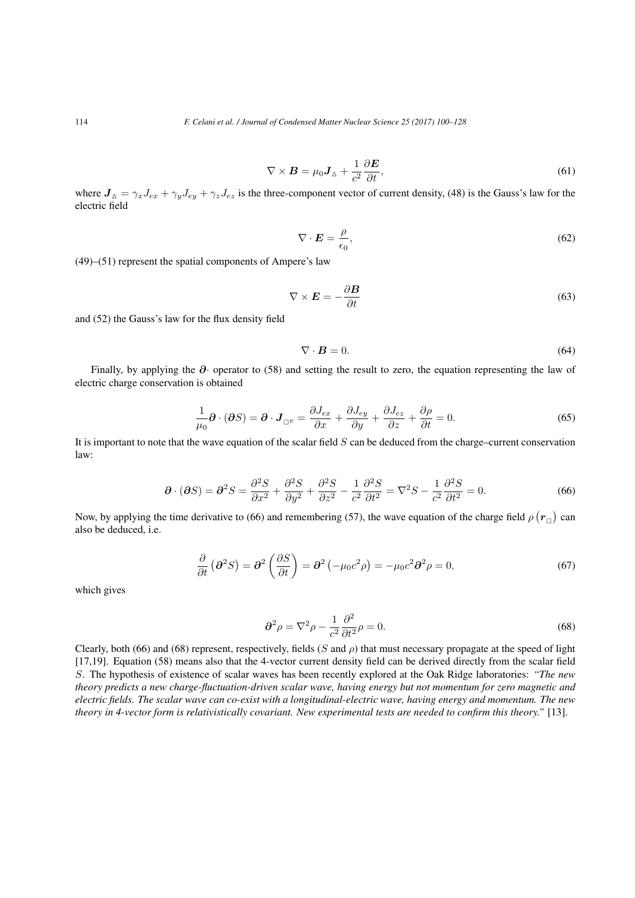$$\nabla \times \boldsymbol{B} = \mu_0 \boldsymbol{J}_{\vartriangle} + \frac{1}{c^2}\frac{\partial \boldsymbol{E}}{\partial t}, \tag{61}$$

where $\boldsymbol{J}_{\vartriangle} = \gamma_x J_{ex} + \gamma_y J_{ey} + \gamma_z J_{ez}$ is the three-component vector of current density, (48) is the Gauss's law for the electric field

$$\nabla \cdot \boldsymbol{E} = \frac{\rho}{\epsilon_0}, \tag{62}$$

(49)–(51) represent the spatial components of Ampere's law

$$\nabla \times \boldsymbol{E} = -\frac{\partial \boldsymbol{B}}{\partial t} \tag{63}$$

and (52) the Gauss's law for the flux density field

$$\nabla \cdot \boldsymbol{B} = 0. \tag{64}$$

Finally, by applying the $\boldsymbol{\partial}\cdot$ operator to (58) and setting the result to zero, the equation representing the law of electric charge conservation is obtained

$$\frac{1}{\mu_0}\boldsymbol{\partial} \cdot (\boldsymbol{\partial} S) = \boldsymbol{\partial} \cdot \boldsymbol{J}_{\square^e} = \frac{\partial J_{ex}}{\partial x} + \frac{\partial J_{ey}}{\partial y} + \frac{\partial J_{ez}}{\partial z} + \frac{\partial \rho}{\partial t} = 0. \tag{65}$$

It is important to note that the wave equation of the scalar field $S$ can be deduced from the charge–current conservation law:

$$\boldsymbol{\partial} \cdot (\boldsymbol{\partial} S) = \boldsymbol{\partial}^2 S = \frac{\partial^2 S}{\partial x^2} + \frac{\partial^2 S}{\partial y^2} + \frac{\partial^2 S}{\partial z^2} - \frac{1}{c^2}\frac{\partial^2 S}{\partial t^2} = \nabla^2 S - \frac{1}{c^2}\frac{\partial^2 S}{\partial t^2} = 0. \tag{66}$$

Now, by applying the time derivative to (66) and remembering (57), the wave equation of the charge field $\rho\left(\boldsymbol{r}_{\square}\right)$ can also be deduced, i.e.

$$\frac{\partial}{\partial t}\left(\boldsymbol{\partial}^2 S\right) = \boldsymbol{\partial}^2 \left(\frac{\partial S}{\partial t}\right) = \boldsymbol{\partial}^2 \left(-\mu_0 c^2 \rho\right) = -\mu_0 c^2 \boldsymbol{\partial}^2 \rho = 0, \tag{67}$$

which gives

$$\boldsymbol{\partial}^2 \rho = \nabla^2 \rho - \frac{1}{c^2}\frac{\partial^2}{\partial t^2}\rho = 0. \tag{68}$$

Clearly, both (66) and (68) represent, respectively, fields ($S$ and $\rho$) that must necessary propagate at the speed of light [17,19]. Equation (58) means also that the 4-vector current density field can be derived directly from the scalar field $S$. The hypothesis of existence of scalar waves has been recently explored at the Oak Ridge laboratories: *"The new theory predicts a new charge-fluctuation-driven scalar wave, having energy but not momentum for zero magnetic and electric fields. The scalar wave can co-exist with a longitudinal-electric wave, having energy and momentum. The new theory in 4-vector form is relativistically covariant. New experimental tests are needed to confirm this theory."* [13].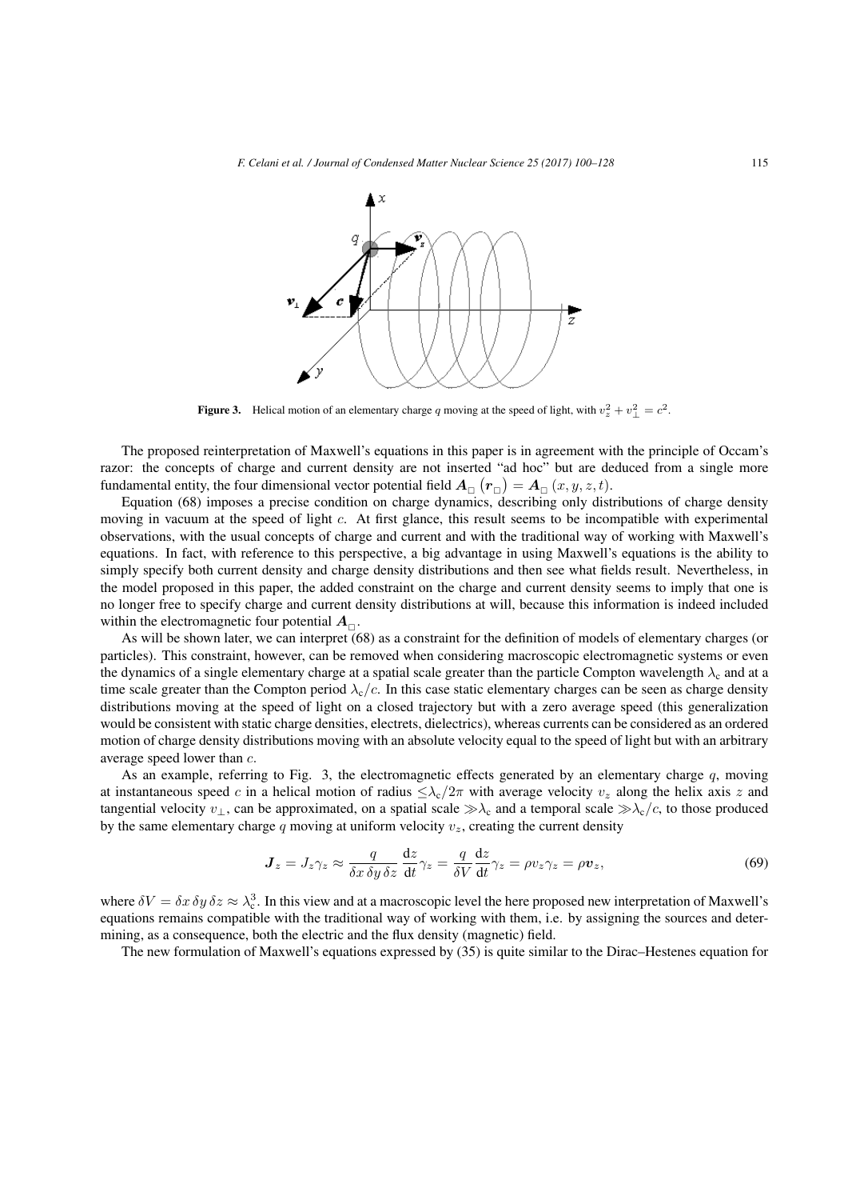**Figure 3.** Helical motion of an elementary charge $q$ moving at the speed of light, with $v_z^2 + v_\perp^2 = c^2$.

The proposed reinterpretation of Maxwell's equations in this paper is in agreement with the principle of Occam's razor: the concepts of charge and current density are not inserted "ad hoc" but are deduced from a single more fundamental entity, the four dimensional vector potential field $\boldsymbol{A}_\square\left(\boldsymbol{r}_\square\right) = \boldsymbol{A}_\square\left(x, y, z, t\right)$.

Equation (68) imposes a precise condition on charge dynamics, describing only distributions of charge density moving in vacuum at the speed of light $c$. At first glance, this result seems to be incompatible with experimental observations, with the usual concepts of charge and current and with the traditional way of working with Maxwell's equations. In fact, with reference to this perspective, a big advantage in using Maxwell's equations is the ability to simply specify both current density and charge density distributions and then see what fields result. Nevertheless, in the model proposed in this paper, the added constraint on the charge and current density seems to imply that one is no longer free to specify charge and current density distributions at will, because this information is indeed included within the electromagnetic four potential $\boldsymbol{A}_\square$.

As will be shown later, we can interpret (68) as a constraint for the definition of models of elementary charges (or particles). This constraint, however, can be removed when considering macroscopic electromagnetic systems or even the dynamics of a single elementary charge at a spatial scale greater than the particle Compton wavelength $\lambda_\mathrm{c}$ and at a time scale greater than the Compton period $\lambda_\mathrm{c}/c$. In this case static elementary charges can be seen as charge density distributions moving at the speed of light on a closed trajectory but with a zero average speed (this generalization would be consistent with static charge densities, electrets, dielectrics), whereas currents can be considered as an ordered motion of charge density distributions moving with an absolute velocity equal to the speed of light but with an arbitrary average speed lower than $c$.

As an example, referring to Fig. 3, the electromagnetic effects generated by an elementary charge $q$, moving at instantaneous speed $c$ in a helical motion of radius $\leq \lambda_\mathrm{c}/2\pi$ with average velocity $v_z$ along the helix axis $z$ and tangential velocity $v_\perp$, can be approximated, on a spatial scale $\gg \lambda_\mathrm{c}$ and a temporal scale $\gg \lambda_\mathrm{c}/c$, to those produced by the same elementary charge $q$ moving at uniform velocity $v_z$, creating the current density

$$\boldsymbol{J}_z = J_z \gamma_z \approx \frac{q}{\delta x\, \delta y\, \delta z}\, \frac{\mathrm{d}z}{\mathrm{d}t} \gamma_z = \frac{q}{\delta V}\, \frac{\mathrm{d}z}{\mathrm{d}t} \gamma_z = \rho v_z \gamma_z = \rho \boldsymbol{v}_z, \tag{69}$$

where $\delta V = \delta x\, \delta y\, \delta z \approx \lambda_\mathrm{c}^3$. In this view and at a macroscopic level the here proposed new interpretation of Maxwell's equations remains compatible with the traditional way of working with them, i.e. by assigning the sources and determining, as a consequence, both the electric and the flux density (magnetic) field.

The new formulation of Maxwell's equations expressed by (35) is quite similar to the Dirac–Hestenes equation for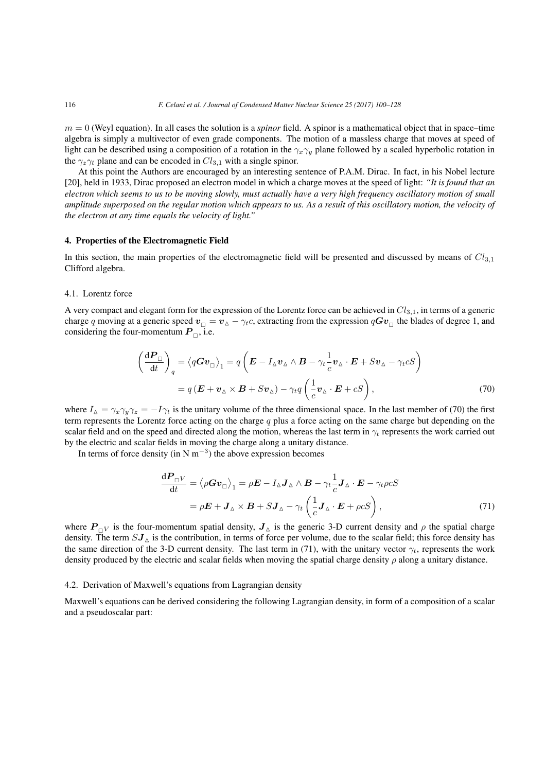$m = 0$ (Weyl equation). In all cases the solution is a *spinor* field. A spinor is a mathematical object that in space–time algebra is simply a multivector of even grade components. The motion of a massless charge that moves at speed of light can be described using a composition of a rotation in the $\gamma_x\gamma_y$ plane followed by a scaled hyperbolic rotation in the $\gamma_z\gamma_t$ plane and can be encoded in $Cl_{3,1}$ with a single spinor.

At this point the Authors are encouraged by an interesting sentence of P.A.M. Dirac. In fact, in his Nobel lecture [20], held in 1933, Dirac proposed an electron model in which a charge moves at the speed of light: *"It is found that an electron which seems to us to be moving slowly, must actually have a very high frequency oscillatory motion of small amplitude superposed on the regular motion which appears to us. As a result of this oscillatory motion, the velocity of the electron at any time equals the velocity of light."*

## 4. Properties of the Electromagnetic Field

In this section, the main properties of the electromagnetic field will be presented and discussed by means of $Cl_{3,1}$ Clifford algebra.

### 4.1. Lorentz force

A very compact and elegant form for the expression of the Lorentz force can be achieved in $Cl_{3,1}$, in terms of a generic charge $q$ moving at a generic speed $\boldsymbol{v}_{\square} = \boldsymbol{v}_{\vartriangle} - \gamma_t c$, extracting from the expression $q\boldsymbol{G}\boldsymbol{v}_{\square}$ the blades of degree 1, and considering the four-momentum $\boldsymbol{P}_{\square}$, i.e.

$$\left(\frac{\mathrm{d}\boldsymbol{P}_{\square}}{\mathrm{d}t}\right)_q = \left\langle q\boldsymbol{G}\boldsymbol{v}_{\square}\right\rangle_1 = q\left(\boldsymbol{E} - I_{\vartriangle}\boldsymbol{v}_{\vartriangle}\wedge\boldsymbol{B} - \gamma_t\frac{1}{c}\boldsymbol{v}_{\vartriangle}\cdot\boldsymbol{E} + S\boldsymbol{v}_{\vartriangle} - \gamma_t cS\right)$$
$$= q\left(\boldsymbol{E} + \boldsymbol{v}_{\vartriangle}\times\boldsymbol{B} + S\boldsymbol{v}_{\vartriangle}\right) - \gamma_t q\left(\frac{1}{c}\boldsymbol{v}_{\vartriangle}\cdot\boldsymbol{E} + cS\right), \tag{70}$$

where $I_{\vartriangle} = \gamma_x\gamma_y\gamma_z = -I\gamma_t$ is the unitary volume of the three dimensional space. In the last member of (70) the first term represents the Lorentz force acting on the charge $q$ plus a force acting on the same charge but depending on the scalar field and on the speed and directed along the motion, whereas the last term in $\gamma_t$ represents the work carried out by the electric and scalar fields in moving the charge along a unitary distance.

In terms of force density (in N m$^{-3}$) the above expression becomes

$$\frac{\mathrm{d}\boldsymbol{P}_{\square V}}{\mathrm{d}t} = \left\langle \rho\boldsymbol{G}\boldsymbol{v}_{\square}\right\rangle_1 = \rho\boldsymbol{E} - I_{\vartriangle}\boldsymbol{J}_{\vartriangle}\wedge\boldsymbol{B} - \gamma_t\frac{1}{c}\boldsymbol{J}_{\vartriangle}\cdot\boldsymbol{E} - \gamma_t\rho cS$$
$$= \rho\boldsymbol{E} + \boldsymbol{J}_{\vartriangle}\times\boldsymbol{B} + S\boldsymbol{J}_{\vartriangle} - \gamma_t\left(\frac{1}{c}\boldsymbol{J}_{\vartriangle}\cdot\boldsymbol{E} + \rho cS\right), \tag{71}$$

where $\boldsymbol{P}_{\square V}$ is the four-momentum spatial density, $\boldsymbol{J}_{\vartriangle}$ is the generic 3-D current density and $\rho$ the spatial charge density. The term $S\boldsymbol{J}_{\vartriangle}$ is the contribution, in terms of force per volume, due to the scalar field; this force density has the same direction of the 3-D current density. The last term in (71), with the unitary vector $\gamma_t$, represents the work density produced by the electric and scalar fields when moving the spatial charge density $\rho$ along a unitary distance.

### 4.2. Derivation of Maxwell's equations from Lagrangian density

Maxwell's equations can be derived considering the following Lagrangian density, in form of a composition of a scalar and a pseudoscalar part: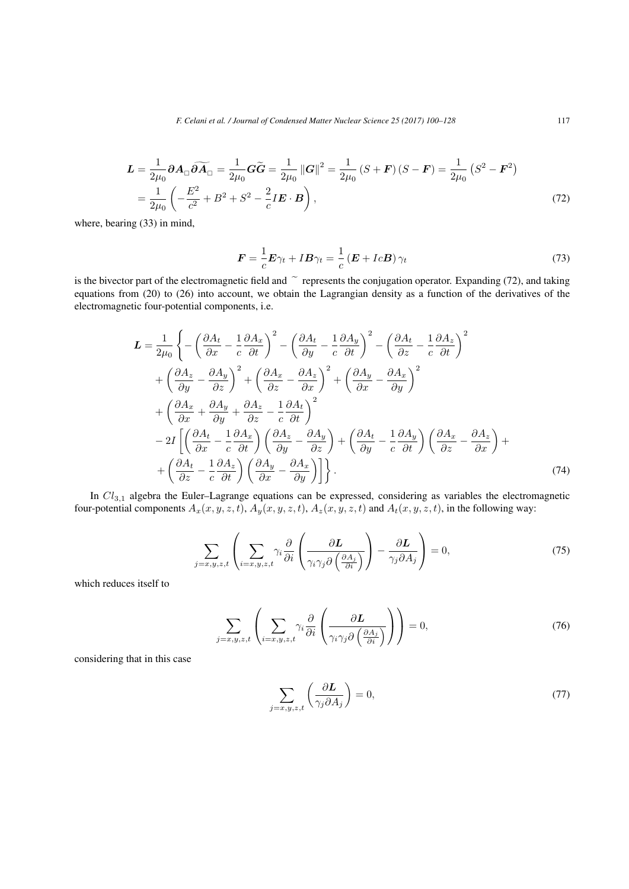$$\boldsymbol{L} = \frac{1}{2\mu_0} \boldsymbol{\partial} \boldsymbol{A}_{\square} \widetilde{\boldsymbol{\partial} \boldsymbol{A}_{\square}} = \frac{1}{2\mu_0} \boldsymbol{G} \widetilde{\boldsymbol{G}} = \frac{1}{2\mu_0} \left\| \boldsymbol{G} \right\|^2 = \frac{1}{2\mu_0} \left( S + \boldsymbol{F} \right) \left( S - \boldsymbol{F} \right) = \frac{1}{2\mu_0} \left( S^2 - \boldsymbol{F}^2 \right)$$
$$= \frac{1}{2\mu_0} \left( -\frac{E^2}{c^2} + B^2 + S^2 - \frac{2}{c} I \boldsymbol{E} \cdot \boldsymbol{B} \right), \tag{72}$$

where, bearing (33) in mind,

$$\boldsymbol{F} = \frac{1}{c} \boldsymbol{E} \gamma_t + I \boldsymbol{B} \gamma_t = \frac{1}{c} \left( \boldsymbol{E} + I c \boldsymbol{B} \right) \gamma_t \tag{73}$$

is the bivector part of the electromagnetic field and $\sim$ represents the conjugation operator. Expanding (72), and taking equations from (20) to (26) into account, we obtain the Lagrangian density as a function of the derivatives of the electromagnetic four-potential components, i.e.

$$\begin{aligned}
\boldsymbol{L} = \frac{1}{2\mu_0} \Bigg\{ & - \left( \frac{\partial A_t}{\partial x} - \frac{1}{c} \frac{\partial A_x}{\partial t} \right)^2 - \left( \frac{\partial A_t}{\partial y} - \frac{1}{c} \frac{\partial A_y}{\partial t} \right)^2 - \left( \frac{\partial A_t}{\partial z} - \frac{1}{c} \frac{\partial A_z}{\partial t} \right)^2 \\
& + \left( \frac{\partial A_z}{\partial y} - \frac{\partial A_y}{\partial z} \right)^2 + \left( \frac{\partial A_x}{\partial z} - \frac{\partial A_z}{\partial x} \right)^2 + \left( \frac{\partial A_y}{\partial x} - \frac{\partial A_x}{\partial y} \right)^2 \\
& + \left( \frac{\partial A_x}{\partial x} + \frac{\partial A_y}{\partial y} + \frac{\partial A_z}{\partial z} - \frac{1}{c} \frac{\partial A_t}{\partial t} \right)^2 \\
& - 2I \left[ \left( \frac{\partial A_t}{\partial x} - \frac{1}{c} \frac{\partial A_x}{\partial t} \right) \left( \frac{\partial A_z}{\partial y} - \frac{\partial A_y}{\partial z} \right) + \left( \frac{\partial A_t}{\partial y} - \frac{1}{c} \frac{\partial A_y}{\partial t} \right) \left( \frac{\partial A_x}{\partial z} - \frac{\partial A_z}{\partial x} \right) + \right. \\
& \left. + \left( \frac{\partial A_t}{\partial z} - \frac{1}{c} \frac{\partial A_z}{\partial t} \right) \left( \frac{\partial A_y}{\partial x} - \frac{\partial A_x}{\partial y} \right) \right] \Bigg\}.
\end{aligned} \tag{74}$$

In $Cl_{3,1}$ algebra the Euler–Lagrange equations can be expressed, considering as variables the electromagnetic four-potential components $A_x(x, y, z, t)$, $A_y(x, y, z, t)$, $A_z(x, y, z, t)$ and $A_t(x, y, z, t)$, in the following way:

$$\sum_{j=x,y,z,t} \left( \sum_{i=x,y,z,t} \gamma_i \frac{\partial}{\partial i} \left( \frac{\partial \boldsymbol{L}}{\gamma_i \gamma_j \partial \left( \frac{\partial A_j}{\partial i} \right)} \right) - \frac{\partial \boldsymbol{L}}{\gamma_j \partial A_j} \right) = 0, \tag{75}$$

which reduces itself to

$$\sum_{j=x,y,z,t} \left( \sum_{i=x,y,z,t} \gamma_i \frac{\partial}{\partial i} \left( \frac{\partial \boldsymbol{L}}{\gamma_i \gamma_j \partial \left( \frac{\partial A_j}{\partial i} \right)} \right) \right) = 0, \tag{76}$$

considering that in this case

$$\sum_{j=x,y,z,t} \left( \frac{\partial \boldsymbol{L}}{\gamma_j \partial A_j} \right) = 0, \tag{77}$$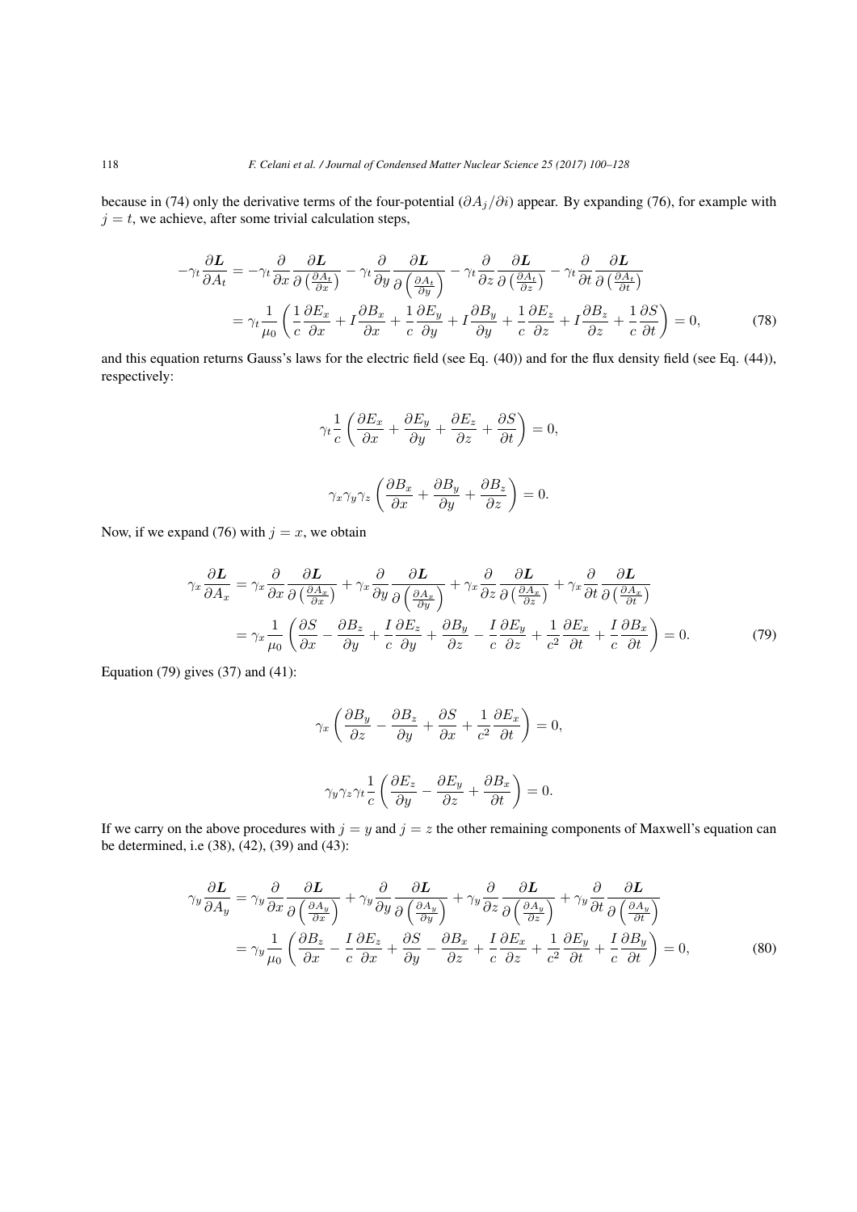because in (74) only the derivative terms of the four-potential ($\partial A_j/\partial i$) appear. By expanding (76), for example with $j = t$, we achieve, after some trivial calculation steps,

$$
\begin{aligned}
-\gamma_t \frac{\partial \boldsymbol{L}}{\partial A_t} &= -\gamma_t \frac{\partial}{\partial x} \frac{\partial \boldsymbol{L}}{\partial \left(\frac{\partial A_t}{\partial x}\right)} - \gamma_t \frac{\partial}{\partial y} \frac{\partial \boldsymbol{L}}{\partial \left(\frac{\partial A_t}{\partial y}\right)} - \gamma_t \frac{\partial}{\partial z} \frac{\partial \boldsymbol{L}}{\partial \left(\frac{\partial A_t}{\partial z}\right)} - \gamma_t \frac{\partial}{\partial t} \frac{\partial \boldsymbol{L}}{\partial \left(\frac{\partial A_t}{\partial t}\right)} \\
&= \gamma_t \frac{1}{\mu_0} \left( \frac{1}{c} \frac{\partial E_x}{\partial x} + I \frac{\partial B_x}{\partial x} + \frac{1}{c} \frac{\partial E_y}{\partial y} + I \frac{\partial B_y}{\partial y} + \frac{1}{c} \frac{\partial E_z}{\partial z} + I \frac{\partial B_z}{\partial z} + \frac{1}{c} \frac{\partial S}{\partial t} \right) = 0, \qquad (78)
\end{aligned}
$$

and this equation returns Gauss's laws for the electric field (see Eq. (40)) and for the flux density field (see Eq. (44)), respectively:

$$
\gamma_t \frac{1}{c} \left( \frac{\partial E_x}{\partial x} + \frac{\partial E_y}{\partial y} + \frac{\partial E_z}{\partial z} + \frac{\partial S}{\partial t} \right) = 0,
$$

$$
\gamma_x \gamma_y \gamma_z \left( \frac{\partial B_x}{\partial x} + \frac{\partial B_y}{\partial y} + \frac{\partial B_z}{\partial z} \right) = 0.
$$

Now, if we expand (76) with $j = x$, we obtain

$$
\begin{aligned}
\gamma_x \frac{\partial \boldsymbol{L}}{\partial A_x} &= \gamma_x \frac{\partial}{\partial x} \frac{\partial \boldsymbol{L}}{\partial \left(\frac{\partial A_x}{\partial x}\right)} + \gamma_x \frac{\partial}{\partial y} \frac{\partial \boldsymbol{L}}{\partial \left(\frac{\partial A_x}{\partial y}\right)} + \gamma_x \frac{\partial}{\partial z} \frac{\partial \boldsymbol{L}}{\partial \left(\frac{\partial A_x}{\partial z}\right)} + \gamma_x \frac{\partial}{\partial t} \frac{\partial \boldsymbol{L}}{\partial \left(\frac{\partial A_x}{\partial t}\right)} \\
&= \gamma_x \frac{1}{\mu_0} \left( \frac{\partial S}{\partial x} - \frac{\partial B_z}{\partial y} + \frac{I}{c} \frac{\partial E_z}{\partial y} + \frac{\partial B_y}{\partial z} - \frac{I}{c} \frac{\partial E_y}{\partial z} + \frac{1}{c^2} \frac{\partial E_x}{\partial t} + \frac{I}{c} \frac{\partial B_x}{\partial t} \right) = 0. \qquad (79)
\end{aligned}
$$

Equation (79) gives (37) and (41):

$$
\gamma_x \left( \frac{\partial B_y}{\partial z} - \frac{\partial B_z}{\partial y} + \frac{\partial S}{\partial x} + \frac{1}{c^2} \frac{\partial E_x}{\partial t} \right) = 0,
$$

$$
\gamma_y \gamma_z \gamma_t \frac{1}{c} \left( \frac{\partial E_z}{\partial y} - \frac{\partial E_y}{\partial z} + \frac{\partial B_x}{\partial t} \right) = 0.
$$

If we carry on the above procedures with $j = y$ and $j = z$ the other remaining components of Maxwell's equation can be determined, i.e (38), (42), (39) and (43):

$$
\begin{aligned}
\gamma_y \frac{\partial \boldsymbol{L}}{\partial A_y} &= \gamma_y \frac{\partial}{\partial x} \frac{\partial \boldsymbol{L}}{\partial \left(\frac{\partial A_y}{\partial x}\right)} + \gamma_y \frac{\partial}{\partial y} \frac{\partial \boldsymbol{L}}{\partial \left(\frac{\partial A_y}{\partial y}\right)} + \gamma_y \frac{\partial}{\partial z} \frac{\partial \boldsymbol{L}}{\partial \left(\frac{\partial A_y}{\partial z}\right)} + \gamma_y \frac{\partial}{\partial t} \frac{\partial \boldsymbol{L}}{\partial \left(\frac{\partial A_y}{\partial t}\right)} \\
&= \gamma_y \frac{1}{\mu_0} \left( \frac{\partial B_z}{\partial x} - \frac{I}{c} \frac{\partial E_z}{\partial x} + \frac{\partial S}{\partial y} - \frac{\partial B_x}{\partial z} + \frac{I}{c} \frac{\partial E_x}{\partial z} + \frac{1}{c^2} \frac{\partial E_y}{\partial t} + \frac{I}{c} \frac{\partial B_y}{\partial t} \right) = 0, \qquad (80)
\end{aligned}
$$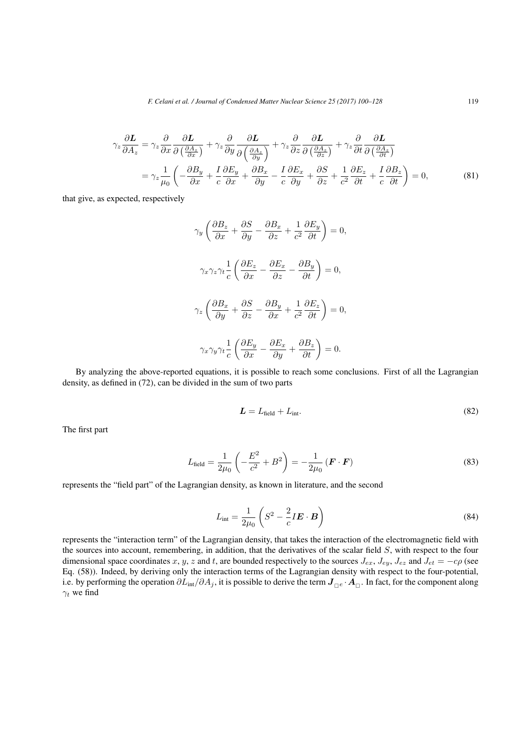$$\gamma_z \frac{\partial \boldsymbol{L}}{\partial A_z} = \gamma_z \frac{\partial}{\partial x} \frac{\partial \boldsymbol{L}}{\partial \left(\frac{\partial A_z}{\partial x}\right)} + \gamma_z \frac{\partial}{\partial y} \frac{\partial \boldsymbol{L}}{\partial \left(\frac{\partial A_z}{\partial y}\right)} + \gamma_z \frac{\partial}{\partial z} \frac{\partial \boldsymbol{L}}{\partial \left(\frac{\partial A_z}{\partial z}\right)} + \gamma_z \frac{\partial}{\partial t} \frac{\partial \boldsymbol{L}}{\partial \left(\frac{\partial A_z}{\partial t}\right)}$$
$$= \gamma_z \frac{1}{\mu_0} \left( -\frac{\partial B_y}{\partial x} + \frac{I}{c} \frac{\partial E_y}{\partial x} + \frac{\partial B_x}{\partial y} - \frac{I}{c} \frac{\partial E_x}{\partial y} + \frac{\partial S}{\partial z} + \frac{1}{c^2} \frac{\partial E_z}{\partial t} + \frac{I}{c} \frac{\partial B_z}{\partial t} \right) = 0, \tag{81}$$

that give, as expected, respectively

$$\gamma_y \left( \frac{\partial B_z}{\partial x} + \frac{\partial S}{\partial y} - \frac{\partial B_x}{\partial z} + \frac{1}{c^2} \frac{\partial E_y}{\partial t} \right) = 0,$$

$$\gamma_x \gamma_z \gamma_t \frac{1}{c} \left( \frac{\partial E_z}{\partial x} - \frac{\partial E_x}{\partial z} - \frac{\partial B_y}{\partial t} \right) = 0,$$

$$\gamma_z \left( \frac{\partial B_x}{\partial y} + \frac{\partial S}{\partial z} - \frac{\partial B_y}{\partial x} + \frac{1}{c^2} \frac{\partial E_z}{\partial t} \right) = 0,$$

$$\gamma_x \gamma_y \gamma_t \frac{1}{c} \left( \frac{\partial E_y}{\partial x} - \frac{\partial E_x}{\partial y} + \frac{\partial B_z}{\partial t} \right) = 0.$$

By analyzing the above-reported equations, it is possible to reach some conclusions. First of all the Lagrangian density, as defined in (72), can be divided in the sum of two parts

$$\boldsymbol{L} = L_{\text{field}} + L_{\text{int}}. \tag{82}$$

The first part

$$L_{\text{field}} = \frac{1}{2\mu_0} \left( -\frac{E^2}{c^2} + B^2 \right) = -\frac{1}{2\mu_0} \left( \boldsymbol{F} \cdot \boldsymbol{F} \right) \tag{83}$$

represents the "field part" of the Lagrangian density, as known in literature, and the second

$$L_{\text{int}} = \frac{1}{2\mu_0} \left( S^2 - \frac{2}{c} I \boldsymbol{E} \cdot \boldsymbol{B} \right) \tag{84}$$

represents the "interaction term" of the Lagrangian density, that takes the interaction of the electromagnetic field with the sources into account, remembering, in addition, that the derivatives of the scalar field $S$, with respect to the four dimensional space coordinates $x$, $y$, $z$ and $t$, are bounded respectively to the sources $J_{ex}$, $J_{ey}$, $J_{ez}$ and $J_{et} = -c\rho$ (see Eq. (58)). Indeed, by deriving only the interaction terms of the Lagrangian density with respect to the four-potential, i.e. by performing the operation $\partial L_{\text{int}} / \partial A_j$, it is possible to derive the term $\boldsymbol{J}_{\square e} \cdot \boldsymbol{A}_{\square}$. In fact, for the component along $\gamma_t$ we find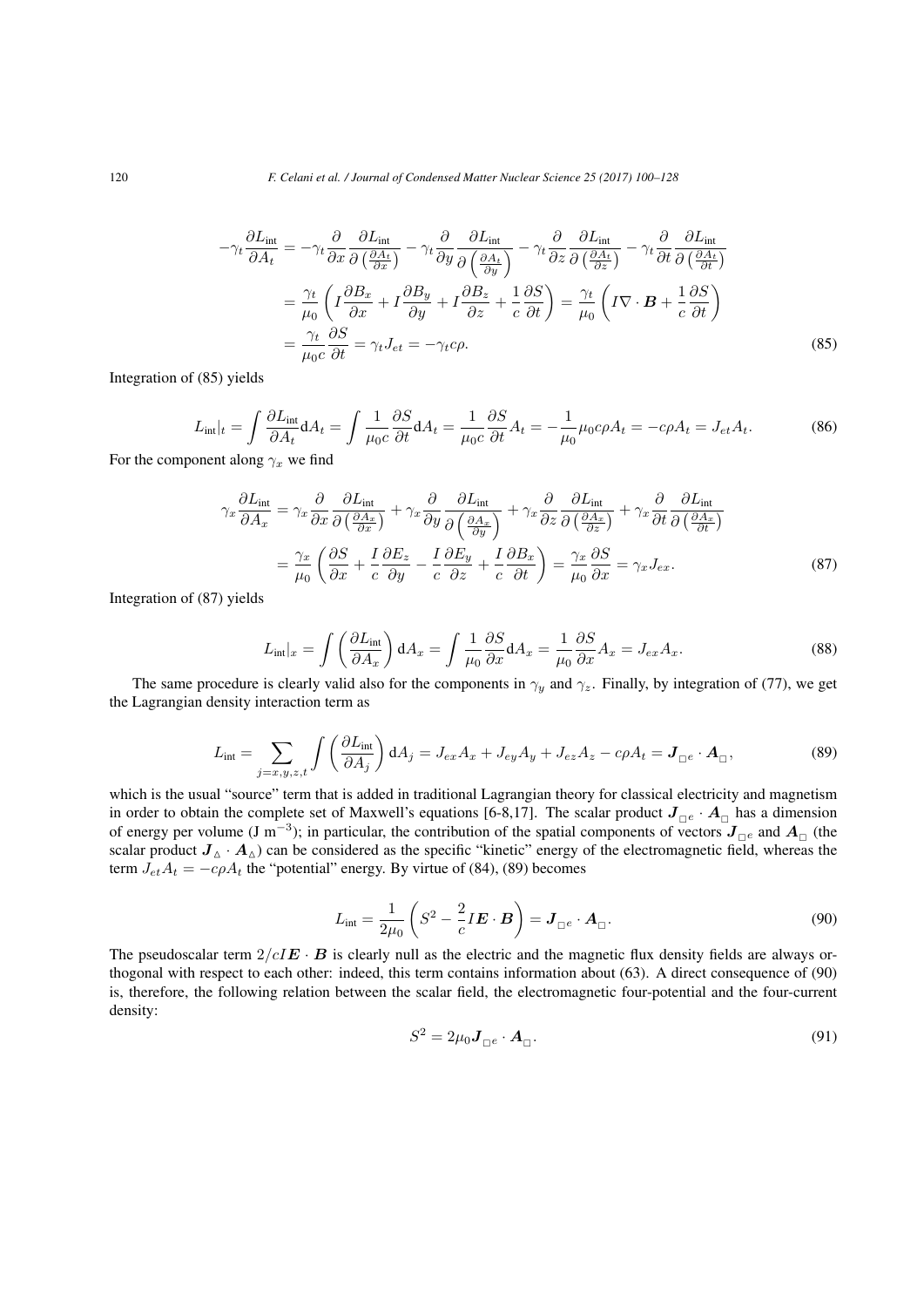$$
\begin{aligned}
-\gamma_t \frac{\partial L_{\text{int}}}{\partial A_t} &= -\gamma_t \frac{\partial}{\partial x} \frac{\partial L_{\text{int}}}{\partial \left(\frac{\partial A_t}{\partial x}\right)} - \gamma_t \frac{\partial}{\partial y} \frac{\partial L_{\text{int}}}{\partial \left(\frac{\partial A_t}{\partial y}\right)} - \gamma_t \frac{\partial}{\partial z} \frac{\partial L_{\text{int}}}{\partial \left(\frac{\partial A_t}{\partial z}\right)} - \gamma_t \frac{\partial}{\partial t} \frac{\partial L_{\text{int}}}{\partial \left(\frac{\partial A_t}{\partial t}\right)} \\
&= \frac{\gamma_t}{\mu_0} \left( I \frac{\partial B_x}{\partial x} + I \frac{\partial B_y}{\partial y} + I \frac{\partial B_z}{\partial z} + \frac{1}{c} \frac{\partial S}{\partial t} \right) = \frac{\gamma_t}{\mu_0} \left( I \nabla \cdot \boldsymbol{B} + \frac{1}{c} \frac{\partial S}{\partial t} \right) \\
&= \frac{\gamma_t}{\mu_0 c} \frac{\partial S}{\partial t} = \gamma_t J_{et} = -\gamma_t c \rho.
\end{aligned}
\tag{85}
$$

Integration of (85) yields

$$
L_{\text{int}}|_t = \int \frac{\partial L_{\text{int}}}{\partial A_t} \mathrm{d}A_t = \int \frac{1}{\mu_0 c} \frac{\partial S}{\partial t} \mathrm{d}A_t = \frac{1}{\mu_0 c} \frac{\partial S}{\partial t} A_t = -\frac{1}{\mu_0} \mu_0 c \rho A_t = -c\rho A_t = J_{et} A_t.
\tag{86}
$$

For the component along $\gamma_x$ we find

$$
\begin{aligned}
\gamma_x \frac{\partial L_{\text{int}}}{\partial A_x} &= \gamma_x \frac{\partial}{\partial x} \frac{\partial L_{\text{int}}}{\partial \left(\frac{\partial A_x}{\partial x}\right)} + \gamma_x \frac{\partial}{\partial y} \frac{\partial L_{\text{int}}}{\partial \left(\frac{\partial A_x}{\partial y}\right)} + \gamma_x \frac{\partial}{\partial z} \frac{\partial L_{\text{int}}}{\partial \left(\frac{\partial A_x}{\partial z}\right)} + \gamma_x \frac{\partial}{\partial t} \frac{\partial L_{\text{int}}}{\partial \left(\frac{\partial A_x}{\partial t}\right)} \\
&= \frac{\gamma_x}{\mu_0} \left( \frac{\partial S}{\partial x} + \frac{I}{c} \frac{\partial E_z}{\partial y} - \frac{I}{c} \frac{\partial E_y}{\partial z} + \frac{I}{c} \frac{\partial B_x}{\partial t} \right) = \frac{\gamma_x}{\mu_0} \frac{\partial S}{\partial x} = \gamma_x J_{ex}.
\end{aligned}
\tag{87}
$$

Integration of (87) yields

$$
L_{\text{int}}|_x = \int \left( \frac{\partial L_{\text{int}}}{\partial A_x} \right) \mathrm{d}A_x = \int \frac{1}{\mu_0} \frac{\partial S}{\partial x} \mathrm{d}A_x = \frac{1}{\mu_0} \frac{\partial S}{\partial x} A_x = J_{ex} A_x.
\tag{88}
$$

The same procedure is clearly valid also for the components in $\gamma_y$ and $\gamma_z$. Finally, by integration of (77), we get the Lagrangian density interaction term as

$$
L_{\text{int}} = \sum_{j=x,y,z,t} \int \left( \frac{\partial L_{\text{int}}}{\partial A_j} \right) \mathrm{d}A_j = J_{ex} A_x + J_{ey} A_y + J_{ez} A_z - c\rho A_t = \boldsymbol{J}_{\square e} \cdot \boldsymbol{A}_{\square},
\tag{89}
$$

which is the usual "source" term that is added in traditional Lagrangian theory for classical electricity and magnetism in order to obtain the complete set of Maxwell's equations [6-8,17]. The scalar product $\boldsymbol{J}_{\square e} \cdot \boldsymbol{A}_{\square}$ has a dimension of energy per volume (J $\mathrm{m}^{-3}$); in particular, the contribution of the spatial components of vectors $\boldsymbol{J}_{\square e}$ and $\boldsymbol{A}_{\square}$ (the scalar product $\boldsymbol{J}_{\triangle} \cdot \boldsymbol{A}_{\triangle}$) can be considered as the specific "kinetic" energy of the electromagnetic field, whereas the term $J_{et} A_t = -c\rho A_t$ the "potential" energy. By virtue of (84), (89) becomes

$$
L_{\text{int}} = \frac{1}{2\mu_0} \left( S^2 - \frac{2}{c} I \boldsymbol{E} \cdot \boldsymbol{B} \right) = \boldsymbol{J}_{\square e} \cdot \boldsymbol{A}_{\square}.
\tag{90}
$$

The pseudoscalar term $2/cI\boldsymbol{E} \cdot \boldsymbol{B}$ is clearly null as the electric and the magnetic flux density fields are always orthogonal with respect to each other: indeed, this term contains information about (63). A direct consequence of (90) is, therefore, the following relation between the scalar field, the electromagnetic four-potential and the four-current density:

$$
S^2 = 2\mu_0 \boldsymbol{J}_{\square e} \cdot \boldsymbol{A}_{\square}.
\tag{91}
$$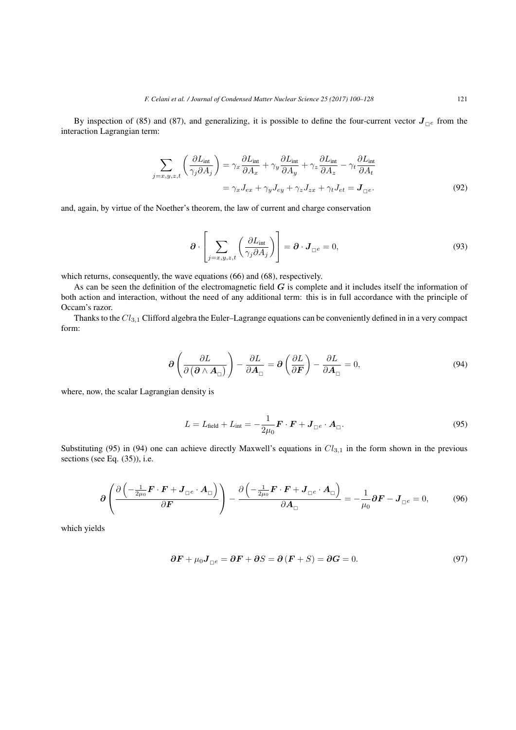By inspection of (85) and (87), and generalizing, it is possible to define the four-current vector $\boldsymbol{J}_{\square e}$ from the interaction Lagrangian term:

$$
\begin{aligned}
\sum_{j=x,y,z,t}\left(\frac{\partial L_{\text{int}}}{\gamma_j \partial A_j}\right) &= \gamma_x \frac{\partial L_{\text{int}}}{\partial A_x} + \gamma_y \frac{\partial L_{\text{int}}}{\partial A_y} + \gamma_z \frac{\partial L_{\text{int}}}{\partial A_z} - \gamma_t \frac{\partial L_{\text{int}}}{\partial A_t} \\
&= \gamma_x J_{ex} + \gamma_y J_{ey} + \gamma_z J_{zx} + \gamma_t J_{et} = \boldsymbol{J}_{\square e}.
\end{aligned} \tag{92}
$$

and, again, by virtue of the Noether's theorem, the law of current and charge conservation

$$
\boldsymbol{\partial} \cdot \left[\sum_{j=x,y,z,t}\left(\frac{\partial L_{\text{int}}}{\gamma_j \partial A_j}\right)\right] = \boldsymbol{\partial} \cdot \boldsymbol{J}_{\square e} = 0, \tag{93}
$$

which returns, consequently, the wave equations (66) and (68), respectively.

As can be seen the definition of the electromagnetic field $\boldsymbol{G}$ is complete and it includes itself the information of both action and interaction, without the need of any additional term: this is in full accordance with the principle of Occam's razor.

Thanks to the $Cl_{3,1}$ Clifford algebra the Euler–Lagrange equations can be conveniently defined in in a very compact form:

$$
\boldsymbol{\partial}\left(\frac{\partial L}{\partial\left(\boldsymbol{\partial} \wedge \boldsymbol{A}_{\square}\right)}\right) - \frac{\partial L}{\partial \boldsymbol{A}_{\square}} = \boldsymbol{\partial}\left(\frac{\partial L}{\partial \boldsymbol{F}}\right) - \frac{\partial L}{\partial \boldsymbol{A}_{\square}} = 0, \tag{94}
$$

where, now, the scalar Lagrangian density is

$$
L = L_{\text{field}} + L_{\text{int}} = -\frac{1}{2\mu_0}\boldsymbol{F} \cdot \boldsymbol{F} + \boldsymbol{J}_{\square e} \cdot \boldsymbol{A}_{\square}. \tag{95}
$$

Substituting (95) in (94) one can achieve directly Maxwell's equations in $Cl_{3,1}$ in the form shown in the previous sections (see Eq. (35)), i.e.

$$
\boldsymbol{\partial}\left(\frac{\partial\left(-\frac{1}{2\mu_0}\boldsymbol{F} \cdot \boldsymbol{F} + \boldsymbol{J}_{\square e} \cdot \boldsymbol{A}_{\square}\right)}{\partial \boldsymbol{F}}\right) - \frac{\partial\left(-\frac{1}{2\mu_0}\boldsymbol{F} \cdot \boldsymbol{F} + \boldsymbol{J}_{\square e} \cdot \boldsymbol{A}_{\square}\right)}{\partial \boldsymbol{A}_{\square}} = -\frac{1}{\mu_0}\boldsymbol{\partial}\boldsymbol{F} - \boldsymbol{J}_{\square e} = 0, \tag{96}
$$

which yields

$$
\boldsymbol{\partial}\boldsymbol{F} + \mu_0 \boldsymbol{J}_{\square e} = \boldsymbol{\partial}\boldsymbol{F} + \boldsymbol{\partial}S = \boldsymbol{\partial}\left(\boldsymbol{F} + S\right) = \boldsymbol{\partial}\boldsymbol{G} = 0. \tag{97}
$$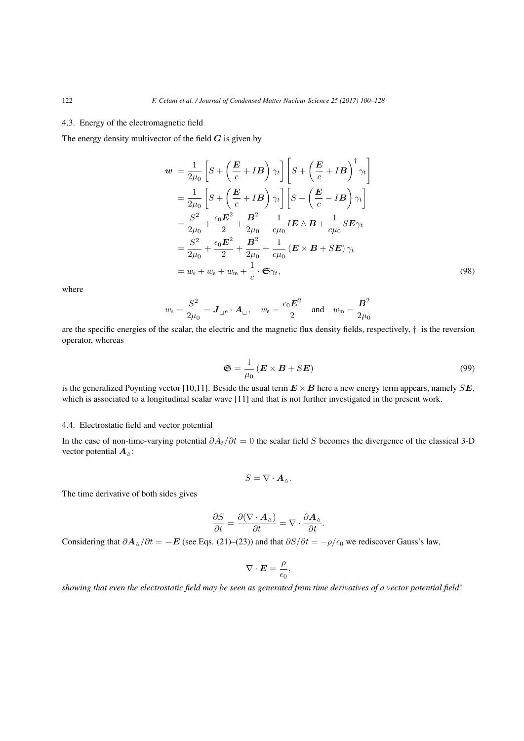### 4.3. Energy of the electromagnetic field

The energy density multivector of the field $\boldsymbol{G}$ is given by

$$
\begin{aligned}
\boldsymbol{w} &= \frac{1}{2\mu_0}\left[S + \left(\frac{\boldsymbol{E}}{c} + I\boldsymbol{B}\right)\gamma_t\right]\left[S + \left(\frac{\boldsymbol{E}}{c} + I\boldsymbol{B}\right)^{\dagger}\gamma_t\right] \\
&= \frac{1}{2\mu_0}\left[S + \left(\frac{\boldsymbol{E}}{c} + I\boldsymbol{B}\right)\gamma_t\right]\left[S + \left(\frac{\boldsymbol{E}}{c} - I\boldsymbol{B}\right)\gamma_t\right] \\
&= \frac{S^2}{2\mu_0} + \frac{\epsilon_0 \boldsymbol{E}^2}{2} + \frac{\boldsymbol{B}^2}{2\mu_0} - \frac{1}{c\mu_0} I\boldsymbol{E}\wedge\boldsymbol{B} + \frac{1}{c\mu_0} S\boldsymbol{E}\gamma_t \\
&= \frac{S^2}{2\mu_0} + \frac{\epsilon_0 \boldsymbol{E}^2}{2} + \frac{\boldsymbol{B}^2}{2\mu_0} + \frac{1}{c\mu_0}\left(\boldsymbol{E}\times\boldsymbol{B} + S\boldsymbol{E}\right)\gamma_t \\
&= w_{\mathrm{s}} + w_{\mathrm{e}} + w_{\mathrm{m}} + \frac{1}{c}\cdot\mathfrak{S}\gamma_t,
\end{aligned}
\tag{98}
$$

where

$$
w_{\mathrm{s}} = \frac{S^2}{2\mu_0} = \boldsymbol{J}_{\square^e}\cdot\boldsymbol{A}_{\square}, \quad w_{\mathrm{e}} = \frac{\epsilon_0 \boldsymbol{E}^2}{2} \quad \text{and} \quad w_{\mathrm{m}} = \frac{\boldsymbol{B}^2}{2\mu_0}
$$

are the specific energies of the scalar, the electric and the magnetic flux density fields, respectively, $\dagger$ is the reversion operator, whereas

$$
\mathfrak{S} = \frac{1}{\mu_0}\left(\boldsymbol{E}\times\boldsymbol{B} + S\boldsymbol{E}\right)
\tag{99}
$$

is the generalized Poynting vector [10,11]. Beside the usual term $\boldsymbol{E}\times\boldsymbol{B}$ here a new energy term appears, namely $S\boldsymbol{E}$, which is associated to a longitudinal scalar wave [11] and that is not further investigated in the present work.

### 4.4. Electrostatic field and vector potential

In the case of non-time-varying potential $\partial A_t/\partial t = 0$ the scalar field $S$ becomes the divergence of the classical 3-D vector potential $\boldsymbol{A}_{\vartriangle}$:

$$
S = \nabla\cdot\boldsymbol{A}_{\vartriangle}.
$$

The time derivative of both sides gives

$$
\frac{\partial S}{\partial t} = \frac{\partial(\nabla\cdot\boldsymbol{A}_{\vartriangle})}{\partial t} = \nabla\cdot\frac{\partial \boldsymbol{A}_{\vartriangle}}{\partial t}.
$$

Considering that $\partial\boldsymbol{A}_{\vartriangle}/\partial t = -\boldsymbol{E}$ (see Eqs. (21)–(23)) and that $\partial S/\partial t = -\rho/\epsilon_0$ we rediscover Gauss's law,

$$
\nabla\cdot\boldsymbol{E} = \frac{\rho}{\epsilon_0},
$$

*showing that even the electrostatic field may be seen as generated from time derivatives of a vector potential field*!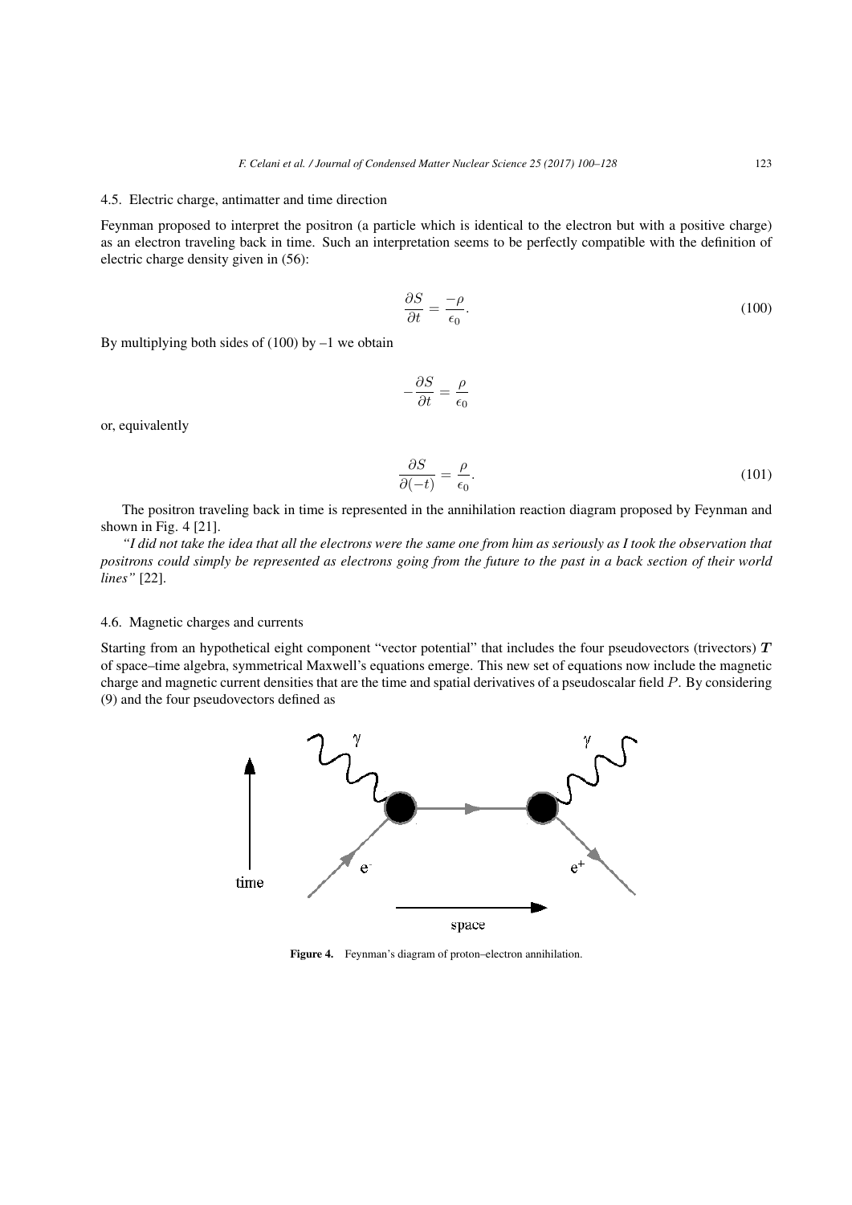### 4.5. Electric charge, antimatter and time direction

Feynman proposed to interpret the positron (a particle which is identical to the electron but with a positive charge) as an electron traveling back in time. Such an interpretation seems to be perfectly compatible with the definition of electric charge density given in (56):

$$\frac{\partial S}{\partial t} = \frac{-\rho}{\epsilon_0}. \tag{100}$$

By multiplying both sides of (100) by –1 we obtain

$$-\frac{\partial S}{\partial t} = \frac{\rho}{\epsilon_0}$$

or, equivalently

$$\frac{\partial S}{\partial (-t)} = \frac{\rho}{\epsilon_0}. \tag{101}$$

The positron traveling back in time is represented in the annihilation reaction diagram proposed by Feynman and shown in Fig. 4 [21].

*"I did not take the idea that all the electrons were the same one from him as seriously as I took the observation that positrons could simply be represented as electrons going from the future to the past in a back section of their world lines"* [22].

### 4.6. Magnetic charges and currents

Starting from an hypothetical eight component "vector potential" that includes the four pseudovectors (trivectors) $\boldsymbol{T}$ of space–time algebra, symmetrical Maxwell's equations emerge. This new set of equations now include the magnetic charge and magnetic current densities that are the time and spatial derivatives of a pseudoscalar field $P$. By considering (9) and the four pseudovectors defined as

**Figure 4.** Feynman's diagram of proton–electron annihilation.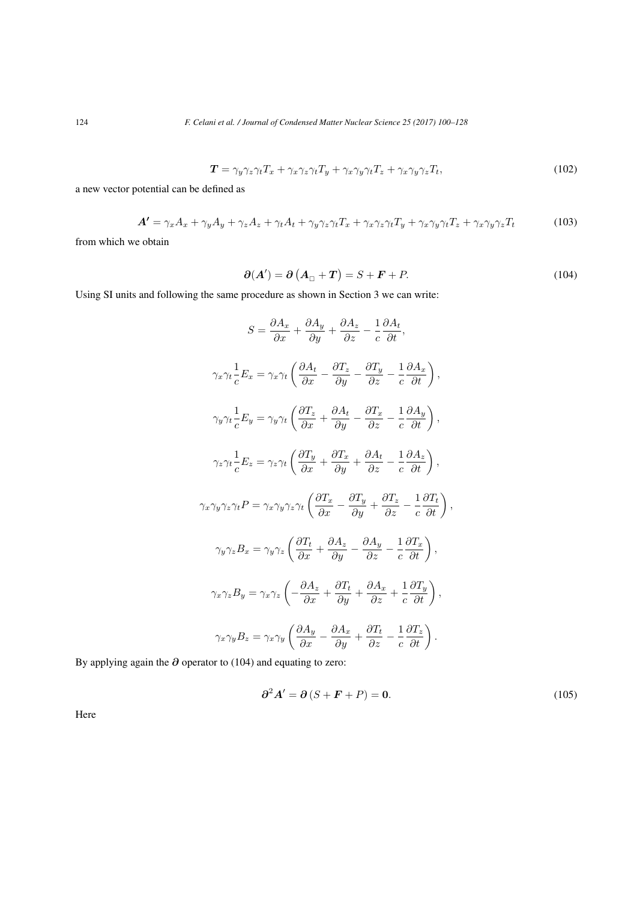$$\boldsymbol{T} = \gamma_y\gamma_z\gamma_t T_x + \gamma_x\gamma_z\gamma_t T_y + \gamma_x\gamma_y\gamma_t T_z + \gamma_x\gamma_y\gamma_z T_t, \tag{102}$$

a new vector potential can be defined as

$$\boldsymbol{A'} = \gamma_x A_x + \gamma_y A_y + \gamma_z A_z + \gamma_t A_t + \gamma_y\gamma_z\gamma_t T_x + \gamma_x\gamma_z\gamma_t T_y + \gamma_x\gamma_y\gamma_t T_z + \gamma_x\gamma_y\gamma_z T_t \tag{103}$$

from which we obtain

$$\boldsymbol{\partial}(\boldsymbol{A'}) = \boldsymbol{\partial}\left(\boldsymbol{A}_{\square} + \boldsymbol{T}\right) = S + \boldsymbol{F} + P. \tag{104}$$

Using SI units and following the same procedure as shown in Section 3 we can write:

$$S = \frac{\partial A_x}{\partial x} + \frac{\partial A_y}{\partial y} + \frac{\partial A_z}{\partial z} - \frac{1}{c}\frac{\partial A_t}{\partial t},$$

$$\gamma_x\gamma_t\frac{1}{c}E_x = \gamma_x\gamma_t\left(\frac{\partial A_t}{\partial x} - \frac{\partial T_z}{\partial y} - \frac{\partial T_y}{\partial z} - \frac{1}{c}\frac{\partial A_x}{\partial t}\right),$$

$$\gamma_y\gamma_t\frac{1}{c}E_y = \gamma_y\gamma_t\left(\frac{\partial T_z}{\partial x} + \frac{\partial A_t}{\partial y} - \frac{\partial T_x}{\partial z} - \frac{1}{c}\frac{\partial A_y}{\partial t}\right),$$

$$\gamma_z\gamma_t\frac{1}{c}E_z = \gamma_z\gamma_t\left(\frac{\partial T_y}{\partial x} + \frac{\partial T_x}{\partial y} + \frac{\partial A_t}{\partial z} - \frac{1}{c}\frac{\partial A_z}{\partial t}\right),$$

$$\gamma_x\gamma_y\gamma_z\gamma_t P = \gamma_x\gamma_y\gamma_z\gamma_t\left(\frac{\partial T_x}{\partial x} - \frac{\partial T_y}{\partial y} + \frac{\partial T_z}{\partial z} - \frac{1}{c}\frac{\partial T_t}{\partial t}\right),$$

$$\gamma_y\gamma_z B_x = \gamma_y\gamma_z\left(\frac{\partial T_t}{\partial x} + \frac{\partial A_z}{\partial y} - \frac{\partial A_y}{\partial z} - \frac{1}{c}\frac{\partial T_x}{\partial t}\right),$$

$$\gamma_x\gamma_z B_y = \gamma_x\gamma_z\left(-\frac{\partial A_z}{\partial x} + \frac{\partial T_t}{\partial y} + \frac{\partial A_x}{\partial z} + \frac{1}{c}\frac{\partial T_y}{\partial t}\right),$$

$$\gamma_x\gamma_y B_z = \gamma_x\gamma_y\left(\frac{\partial A_y}{\partial x} - \frac{\partial A_x}{\partial y} + \frac{\partial T_t}{\partial z} - \frac{1}{c}\frac{\partial T_z}{\partial t}\right).$$

By applying again the $\boldsymbol{\partial}$ operator to (104) and equating to zero:

$$\boldsymbol{\partial}^2\boldsymbol{A'} = \boldsymbol{\partial}\left(S + \boldsymbol{F} + P\right) = \boldsymbol{0}. \tag{105}$$

Here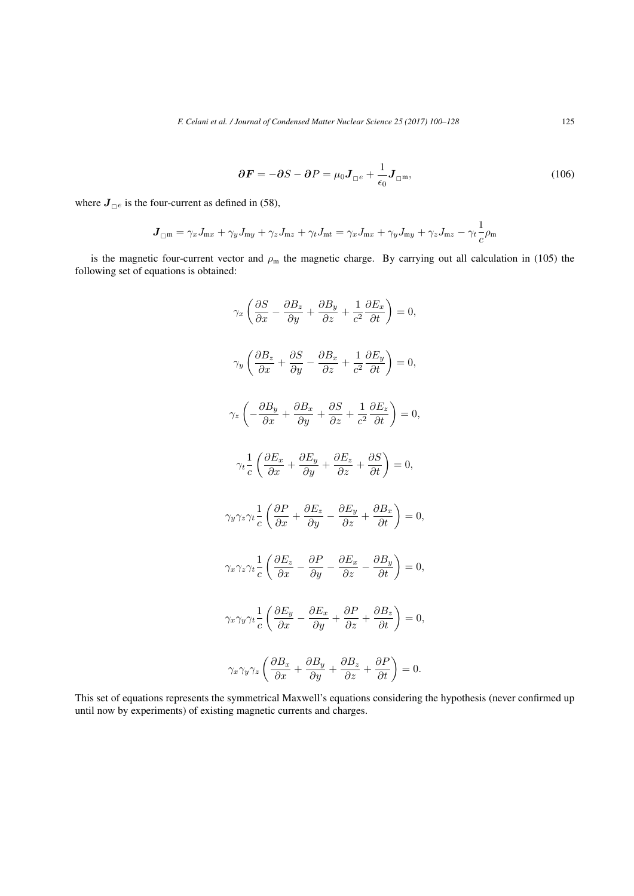$$\boldsymbol{\partial F} = -\boldsymbol{\partial} S - \boldsymbol{\partial} P = \mu_0 \boldsymbol{J}_{\square e} + \frac{1}{\epsilon_0} \boldsymbol{J}_{\square \mathrm{m}}, \tag{106}$$

where $\boldsymbol{J}_{\square e}$ is the four-current as defined in (58),

$$\boldsymbol{J}_{\square \mathrm{m}} = \gamma_x J_{\mathrm{m}x} + \gamma_y J_{\mathrm{m}y} + \gamma_z J_{\mathrm{m}z} + \gamma_t J_{\mathrm{m}t} = \gamma_x J_{\mathrm{m}x} + \gamma_y J_{\mathrm{m}y} + \gamma_z J_{\mathrm{m}z} - \gamma_t \frac{1}{c} \rho_{\mathrm{m}}$$

is the magnetic four-current vector and $\rho_{\mathrm{m}}$ the magnetic charge. By carrying out all calculation in (105) the following set of equations is obtained:

$$\gamma_x \left( \frac{\partial S}{\partial x} - \frac{\partial B_z}{\partial y} + \frac{\partial B_y}{\partial z} + \frac{1}{c^2} \frac{\partial E_x}{\partial t} \right) = 0,$$

$$\gamma_y \left( \frac{\partial B_z}{\partial x} + \frac{\partial S}{\partial y} - \frac{\partial B_x}{\partial z} + \frac{1}{c^2} \frac{\partial E_y}{\partial t} \right) = 0,$$

$$\gamma_z \left( -\frac{\partial B_y}{\partial x} + \frac{\partial B_x}{\partial y} + \frac{\partial S}{\partial z} + \frac{1}{c^2} \frac{\partial E_z}{\partial t} \right) = 0,$$

$$\gamma_t \frac{1}{c} \left( \frac{\partial E_x}{\partial x} + \frac{\partial E_y}{\partial y} + \frac{\partial E_z}{\partial z} + \frac{\partial S}{\partial t} \right) = 0,$$

$$\gamma_y \gamma_z \gamma_t \frac{1}{c} \left( \frac{\partial P}{\partial x} + \frac{\partial E_z}{\partial y} - \frac{\partial E_y}{\partial z} + \frac{\partial B_x}{\partial t} \right) = 0,$$

$$\gamma_x \gamma_z \gamma_t \frac{1}{c} \left( \frac{\partial E_z}{\partial x} - \frac{\partial P}{\partial y} - \frac{\partial E_x}{\partial z} - \frac{\partial B_y}{\partial t} \right) = 0,$$

$$\gamma_x \gamma_y \gamma_t \frac{1}{c} \left( \frac{\partial E_y}{\partial x} - \frac{\partial E_x}{\partial y} + \frac{\partial P}{\partial z} + \frac{\partial B_z}{\partial t} \right) = 0,$$

$$\gamma_x \gamma_y \gamma_z \left( \frac{\partial B_x}{\partial x} + \frac{\partial B_y}{\partial y} + \frac{\partial B_z}{\partial z} + \frac{\partial P}{\partial t} \right) = 0.$$

This set of equations represents the symmetrical Maxwell's equations considering the hypothesis (never confirmed up until now by experiments) of existing magnetic currents and charges.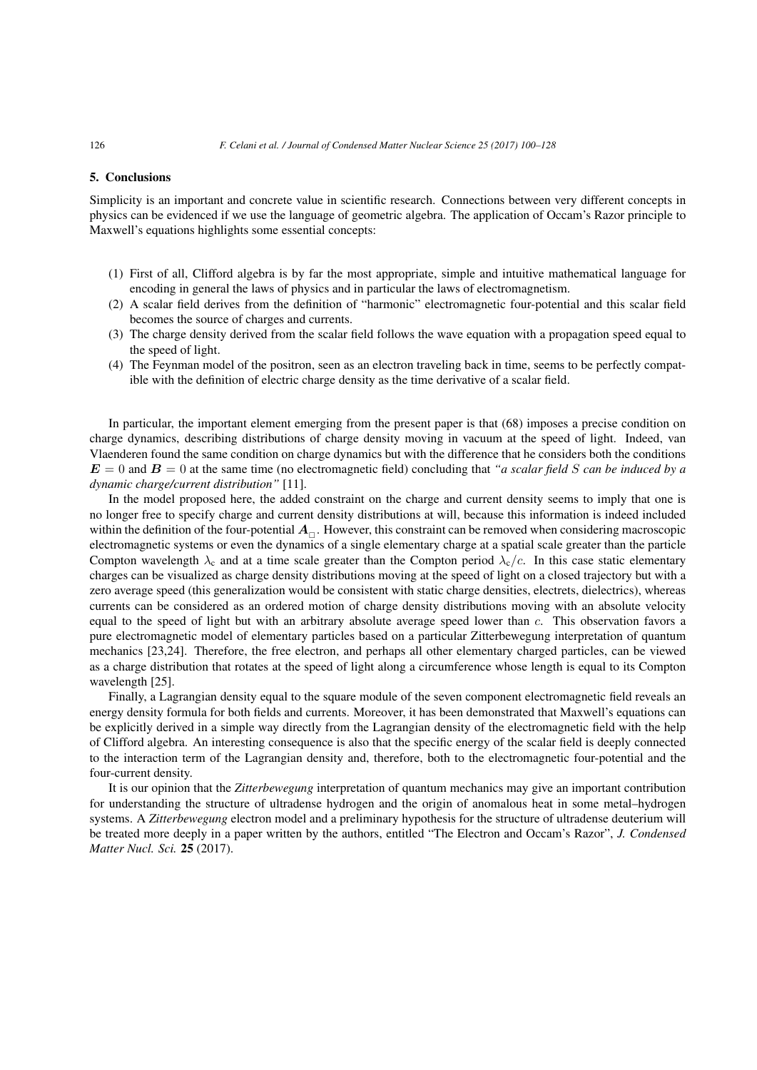## 5. Conclusions

Simplicity is an important and concrete value in scientific research. Connections between very different concepts in physics can be evidenced if we use the language of geometric algebra. The application of Occam's Razor principle to Maxwell's equations highlights some essential concepts:

(1) First of all, Clifford algebra is by far the most appropriate, simple and intuitive mathematical language for encoding in general the laws of physics and in particular the laws of electromagnetism.
(2) A scalar field derives from the definition of "harmonic" electromagnetic four-potential and this scalar field becomes the source of charges and currents.
(3) The charge density derived from the scalar field follows the wave equation with a propagation speed equal to the speed of light.
(4) The Feynman model of the positron, seen as an electron traveling back in time, seems to be perfectly compatible with the definition of electric charge density as the time derivative of a scalar field.

In particular, the important element emerging from the present paper is that (68) imposes a precise condition on charge dynamics, describing distributions of charge density moving in vacuum at the speed of light. Indeed, van Vlaenderen found the same condition on charge dynamics but with the difference that he considers both the conditions $\boldsymbol{E} = 0$ and $\boldsymbol{B} = 0$ at the same time (no electromagnetic field) concluding that *"a scalar field $S$ can be induced by a dynamic charge/current distribution"* [11].

In the model proposed here, the added constraint on the charge and current density seems to imply that one is no longer free to specify charge and current density distributions at will, because this information is indeed included within the definition of the four-potential $\boldsymbol{A}_{\square}$. However, this constraint can be removed when considering macroscopic electromagnetic systems or even the dynamics of a single elementary charge at a spatial scale greater than the particle Compton wavelength $\lambda_{\text{c}}$ and at a time scale greater than the Compton period $\lambda_{\text{c}}/c$. In this case static elementary charges can be visualized as charge density distributions moving at the speed of light on a closed trajectory but with a zero average speed (this generalization would be consistent with static charge densities, electrets, dielectrics), whereas currents can be considered as an ordered motion of charge density distributions moving with an absolute velocity equal to the speed of light but with an arbitrary absolute average speed lower than $c$. This observation favors a pure electromagnetic model of elementary particles based on a particular Zitterbewegung interpretation of quantum mechanics [23,24]. Therefore, the free electron, and perhaps all other elementary charged particles, can be viewed as a charge distribution that rotates at the speed of light along a circumference whose length is equal to its Compton wavelength [25].

Finally, a Lagrangian density equal to the square module of the seven component electromagnetic field reveals an energy density formula for both fields and currents. Moreover, it has been demonstrated that Maxwell's equations can be explicitly derived in a simple way directly from the Lagrangian density of the electromagnetic field with the help of Clifford algebra. An interesting consequence is also that the specific energy of the scalar field is deeply connected to the interaction term of the Lagrangian density and, therefore, both to the electromagnetic four-potential and the four-current density.

It is our opinion that the *Zitterbewegung* interpretation of quantum mechanics may give an important contribution for understanding the structure of ultradense hydrogen and the origin of anomalous heat in some metal–hydrogen systems. A *Zitterbewegung* electron model and a preliminary hypothesis for the structure of ultradense deuterium will be treated more deeply in a paper written by the authors, entitled "The Electron and Occam's Razor", *J. Condensed Matter Nucl. Sci.* **25** (2017).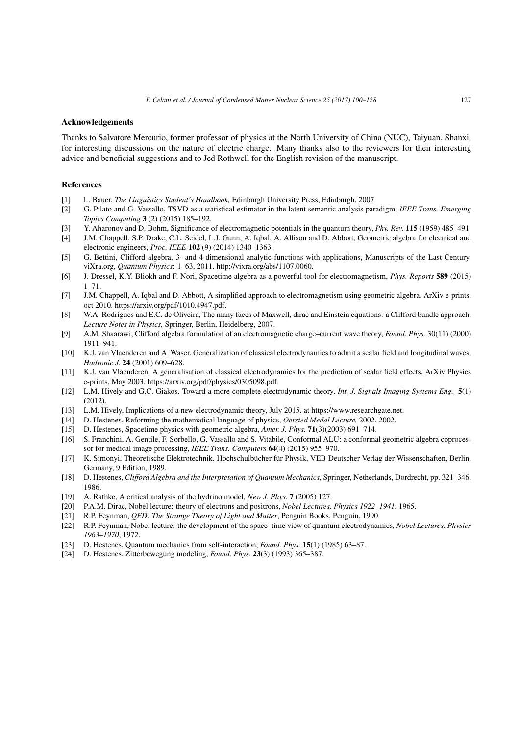## Acknowledgements

Thanks to Salvatore Mercurio, former professor of physics at the North University of China (NUC), Taiyuan, Shanxi, for interesting discussions on the nature of electric charge. Many thanks also to the reviewers for their interesting advice and beneficial suggestions and to Jed Rothwell for the English revision of the manuscript.

## References

[1] L. Bauer, *The Linguistics Student's Handbook,* Edinburgh University Press, Edinburgh, 2007.

[2] G. Pilato and G. Vassallo, TSVD as a statistical estimator in the latent semantic analysis paradigm, *IEEE Trans. Emerging Topics Computing* **3** (2) (2015) 185–192.

[3] Y. Aharonov and D. Bohm, Significance of electromagnetic potentials in the quantum theory, *Phy. Rev.* **115** (1959) 485–491.

[4] J.M. Chappell, S.P. Drake, C.L. Seidel, L.J. Gunn, A. Iqbal, A. Allison and D. Abbott, Geometric algebra for electrical and electronic engineers, *Proc. IEEE* **102** (9) (2014) 1340–1363.

[5] G. Bettini, Clifford algebra, 3- and 4-dimensional analytic functions with applications, Manuscripts of the Last Century. viXra.org, *Quantum Physics*: 1–63, 2011. http://vixra.org/abs/1107.0060.

[6] J. Dressel, K.Y. Bliokh and F. Nori, Spacetime algebra as a powerful tool for electromagnetism, *Phys. Reports* **589** (2015) 1–71.

[7] J.M. Chappell, A. Iqbal and D. Abbott, A simplified approach to electromagnetism using geometric algebra. ArXiv e-prints, oct 2010. https://arxiv.org/pdf/1010.4947.pdf.

[8] W.A. Rodrigues and E.C. de Oliveira, The many faces of Maxwell, dirac and Einstein equations: a Clifford bundle approach, *Lecture Notes in Physics,* Springer, Berlin, Heidelberg, 2007.

[9] A.M. Shaarawi, Clifford algebra formulation of an electromagnetic charge–current wave theory, *Found. Phys.* 30(11) (2000) 1911–941.

[10] K.J. van Vlaenderen and A. Waser, Generalization of classical electrodynamics to admit a scalar field and longitudinal waves, *Hadronic J.* **24** (2001) 609–628.

[11] K.J. van Vlaenderen, A generalisation of classical electrodynamics for the prediction of scalar field effects, ArXiv Physics e-prints, May 2003. https://arxiv.org/pdf/physics/0305098.pdf.

[12] L.M. Hively and G.C. Giakos, Toward a more complete electrodynamic theory, *Int. J. Signals Imaging Systems Eng.* **5**(1) (2012).

[13] L.M. Hively, Implications of a new electrodynamic theory, July 2015. at https://www.researchgate.net.

[14] D. Hestenes, Reforming the mathematical language of physics, *Oersted Medal Lecture,* 2002, 2002.

[15] D. Hestenes, Spacetime physics with geometric algebra, *Amer. J. Phys.* **71**(3)(2003) 691–714.

[16] S. Franchini, A. Gentile, F. Sorbello, G. Vassallo and S. Vitabile, Conformal ALU: a conformal geometric algebra coprocessor for medical image processing, *IEEE Trans. Computers* **64**(4) (2015) 955–970.

[17] K. Simonyi, Theoretische Elektrotechnik. Hochschulbücher für Physik, VEB Deutscher Verlag der Wissenschaften, Berlin, Germany, 9 Edition, 1989.

[18] D. Hestenes, *Clifford Algebra and the Interpretation of Quantum Mechanics*, Springer, Netherlands, Dordrecht, pp. 321–346, 1986.

[19] A. Rathke, A critical analysis of the hydrino model, *New J. Phys.* **7** (2005) 127.

[20] P.A.M. Dirac, Nobel lecture: theory of electrons and positrons, *Nobel Lectures, Physics 1922–1941*, 1965.

[21] R.P. Feynman, *QED: The Strange Theory of Light and Matter*, Penguin Books, Penguin, 1990.

[22] R.P. Feynman, Nobel lecture: the development of the space–time view of quantum electrodynamics, *Nobel Lectures, Physics 1963–1970*, 1972.

[23] D. Hestenes, Quantum mechanics from self-interaction, *Found. Phys.* **15**(1) (1985) 63–87.

[24] D. Hestenes, Zitterbewegung modeling, *Found. Phys.* **23**(3) (1993) 365–387.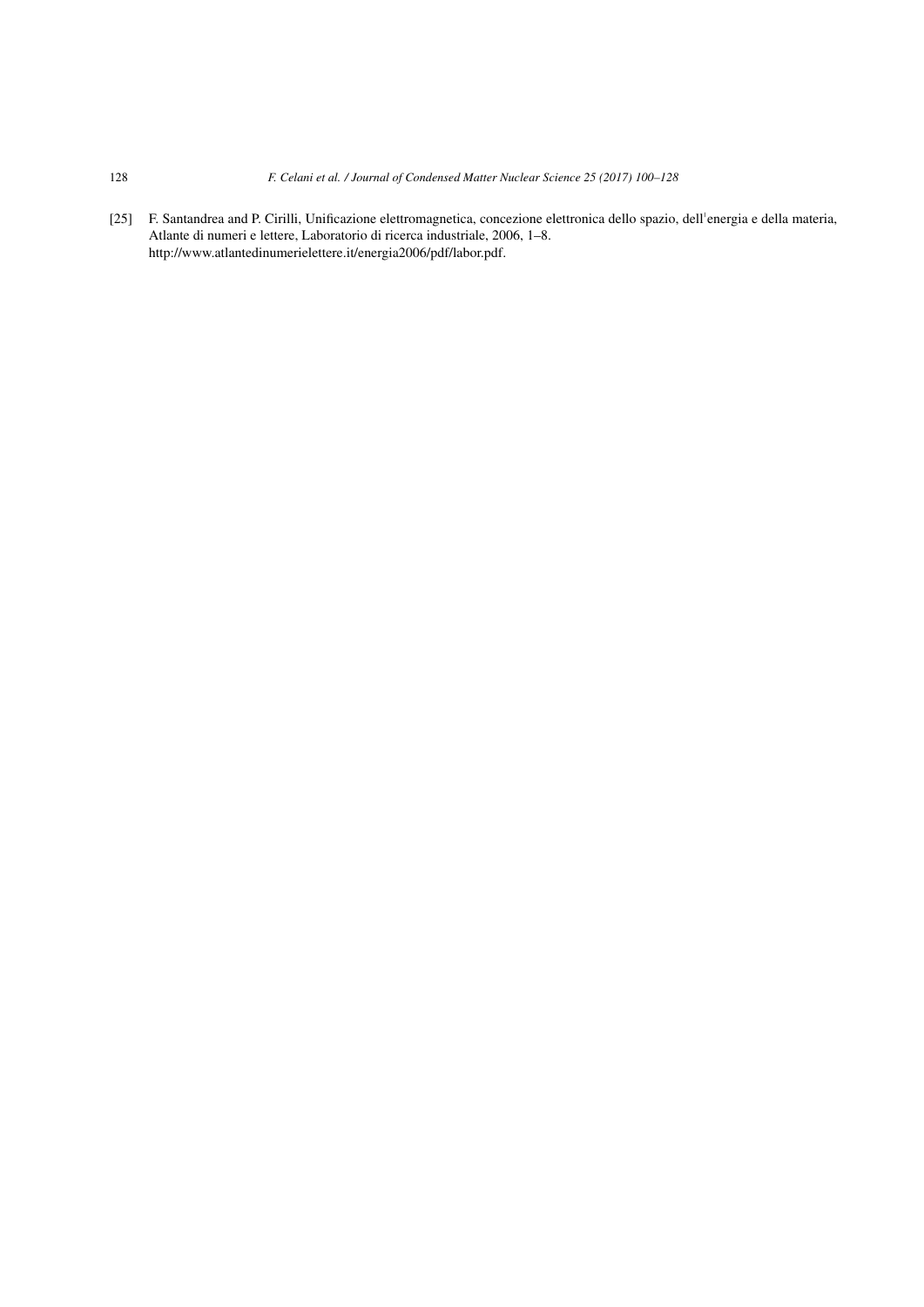[25] F. Santandrea and P. Cirilli, Unificazione elettromagnetica, concezione elettronica dello spazio, dell'energia e della materia, Atlante di numeri e lettere, Laboratorio di ricerca industriale, 2006, 1–8. http://www.atlantedinumerielettere.it/energia2006/pdf/labor.pdf.